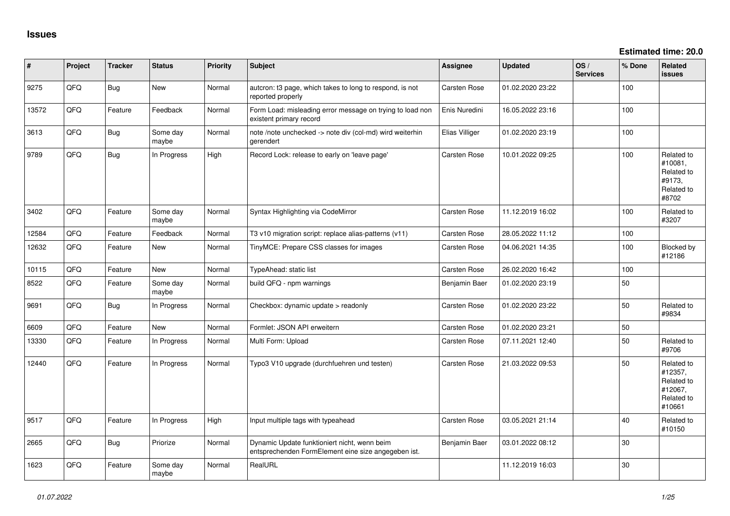# Issues

**Estimated time: 20.0**

| # | Project | Tracker | Status | Priority | Subject | Assignee | Updated | OS / Services | % Done | Related issues |
|---|---|---|---|---|---|---|---|---|---|---|
| 9275 | QFQ | Bug | New | Normal | autcron: t3 page, which takes to long to respond, is not reported properly | Carsten Rose | 01.02.2020 23:22 | | 100 | |
| 13572 | QFQ | Feature | Feedback | Normal | Form Load: misleading error message on trying to load non existent primary record | Enis Nuredini | 16.05.2022 23:16 | | 100 | |
| 3613 | QFQ | Bug | Some day maybe | Normal | note /note unchecked -> note div (col-md) wird weiterhin gerendert | Elias Villiger | 01.02.2020 23:19 | | 100 | |
| 9789 | QFQ | Bug | In Progress | High | Record Lock: release to early on 'leave page' | Carsten Rose | 10.01.2022 09:25 | | 100 | Related to #10081, Related to #9173, Related to #8702 |
| 3402 | QFQ | Feature | Some day maybe | Normal | Syntax Highlighting via CodeMirror | Carsten Rose | 11.12.2019 16:02 | | 100 | Related to #3207 |
| 12584 | QFQ | Feature | Feedback | Normal | T3 v10 migration script: replace alias-patterns (v11) | Carsten Rose | 28.05.2022 11:12 | | 100 | |
| 12632 | QFQ | Feature | New | Normal | TinyMCE: Prepare CSS classes for images | Carsten Rose | 04.06.2021 14:35 | | 100 | Blocked by #12186 |
| 10115 | QFQ | Feature | New | Normal | TypeAhead: static list | Carsten Rose | 26.02.2020 16:42 | | 100 | |
| 8522 | QFQ | Feature | Some day maybe | Normal | build QFQ - npm warnings | Benjamin Baer | 01.02.2020 23:19 | | 50 | |
| 9691 | QFQ | Bug | In Progress | Normal | Checkbox: dynamic update > readonly | Carsten Rose | 01.02.2020 23:22 | | 50 | Related to #9834 |
| 6609 | QFQ | Feature | New | Normal | Formlet: JSON API erweitern | Carsten Rose | 01.02.2020 23:21 | | 50 | |
| 13330 | QFQ | Feature | In Progress | Normal | Multi Form: Upload | Carsten Rose | 07.11.2021 12:40 | | 50 | Related to #9706 |
| 12440 | QFQ | Feature | In Progress | Normal | Typo3 V10 upgrade (durchfuehren und testen) | Carsten Rose | 21.03.2022 09:53 | | 50 | Related to #12357, Related to #12067, Related to #10661 |
| 9517 | QFQ | Feature | In Progress | High | Input multiple tags with typeahead | Carsten Rose | 03.05.2021 21:14 | | 40 | Related to #10150 |
| 2665 | QFQ | Bug | Priorize | Normal | Dynamic Update funktioniert nicht, wenn beim entsprechenden FormElement eine size angegeben ist. | Benjamin Baer | 03.01.2022 08:12 | | 30 | |
| 1623 | QFQ | Feature | Some day maybe | Normal | RealURL | | 11.12.2019 16:03 | | 30 | |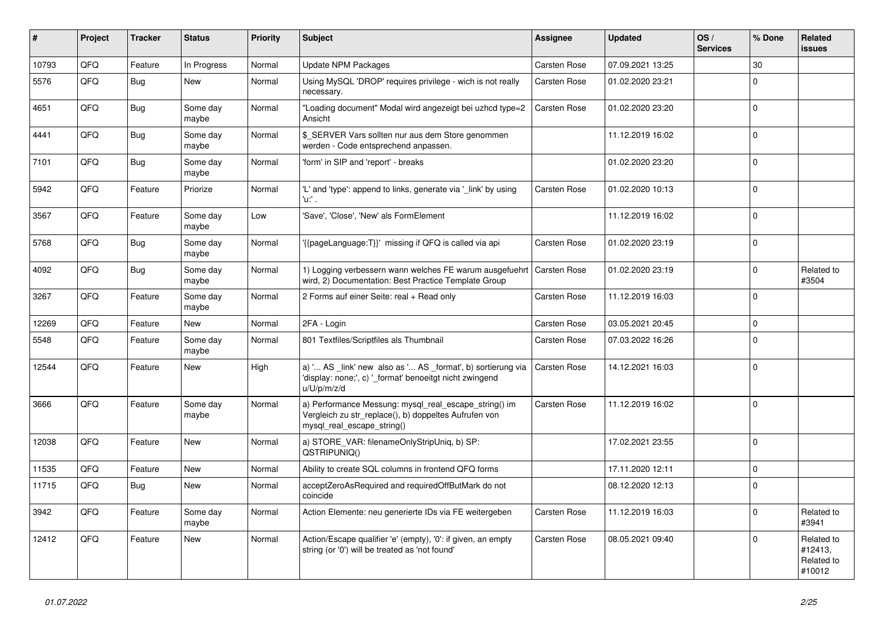| # | Project | Tracker | Status | Priority | Subject | Assignee | Updated | OS / Services | % Done | Related issues |
|---|---|---|---|---|---|---|---|---|---|---|
| 10793 | QFQ | Feature | In Progress | Normal | Update NPM Packages | Carsten Rose | 07.09.2021 13:25 | | 30 | |
| 5576 | QFQ | Bug | New | Normal | Using MySQL 'DROP' requires privilege - wich is not really necessary. | Carsten Rose | 01.02.2020 23:21 | | 0 | |
| 4651 | QFQ | Bug | Some day maybe | Normal | "Loading document" Modal wird angezeigt bei uzhcd type=2 Ansicht | Carsten Rose | 01.02.2020 23:20 | | 0 | |
| 4441 | QFQ | Bug | Some day maybe | Normal | $_SERVER Vars sollten nur aus dem Store genommen werden - Code entsprechend anpassen. | | 11.12.2019 16:02 | | 0 | |
| 7101 | QFQ | Bug | Some day maybe | Normal | 'form' in SIP and 'report' - breaks | | 01.02.2020 23:20 | | 0 | |
| 5942 | QFQ | Feature | Priorize | Normal | 'L' and 'type': append to links, generate via '_link' by using 'u:' . | Carsten Rose | 01.02.2020 10:13 | | 0 | |
| 3567 | QFQ | Feature | Some day maybe | Low | 'Save', 'Close', 'New' als FormElement | | 11.12.2019 16:02 | | 0 | |
| 5768 | QFQ | Bug | Some day maybe | Normal | '{{pageLanguage:T}}' missing if QFQ is called via api | Carsten Rose | 01.02.2020 23:19 | | 0 | |
| 4092 | QFQ | Bug | Some day maybe | Normal | 1) Logging verbessern wann welches FE warum ausgefuehrt wird, 2) Documentation: Best Practice Template Group | Carsten Rose | 01.02.2020 23:19 | | 0 | Related to #3504 |
| 3267 | QFQ | Feature | Some day maybe | Normal | 2 Forms auf einer Seite: real + Read only | Carsten Rose | 11.12.2019 16:03 | | 0 | |
| 12269 | QFQ | Feature | New | Normal | 2FA - Login | Carsten Rose | 03.05.2021 20:45 | | 0 | |
| 5548 | QFQ | Feature | Some day maybe | Normal | 801 Textfiles/Scriptfiles als Thumbnail | Carsten Rose | 07.03.2022 16:26 | | 0 | |
| 12544 | QFQ | Feature | New | High | a) '... AS _link' new also as '... AS _format', b) sortierung via 'display: none;', c) '_format' benoeitgt nicht zwingend u/U/p/m/z/d | Carsten Rose | 14.12.2021 16:03 | | 0 | |
| 3666 | QFQ | Feature | Some day maybe | Normal | a) Performance Messung: mysql_real_escape_string() im Vergleich zu str_replace(), b) doppeltes Aufrufen von mysql_real_escape_string() | Carsten Rose | 11.12.2019 16:02 | | 0 | |
| 12038 | QFQ | Feature | New | Normal | a) STORE_VAR: filenameOnlyStripUniq, b) SP: QSTRIPUNIQ() | | 17.02.2021 23:55 | | 0 | |
| 11535 | QFQ | Feature | New | Normal | Ability to create SQL columns in frontend QFQ forms | | 17.11.2020 12:11 | | 0 | |
| 11715 | QFQ | Bug | New | Normal | acceptZeroAsRequired and requiredOffButMark do not coincide | | 08.12.2020 12:13 | | 0 | |
| 3942 | QFQ | Feature | Some day maybe | Normal | Action Elemente: neu generierte IDs via FE weitergeben | Carsten Rose | 11.12.2019 16:03 | | 0 | Related to #3941 |
| 12412 | QFQ | Feature | New | Normal | Action/Escape qualifier 'e' (empty), '0': if given, an empty string (or '0') will be treated as 'not found' | Carsten Rose | 08.05.2021 09:40 | | 0 | Related to #12413, Related to #10012 |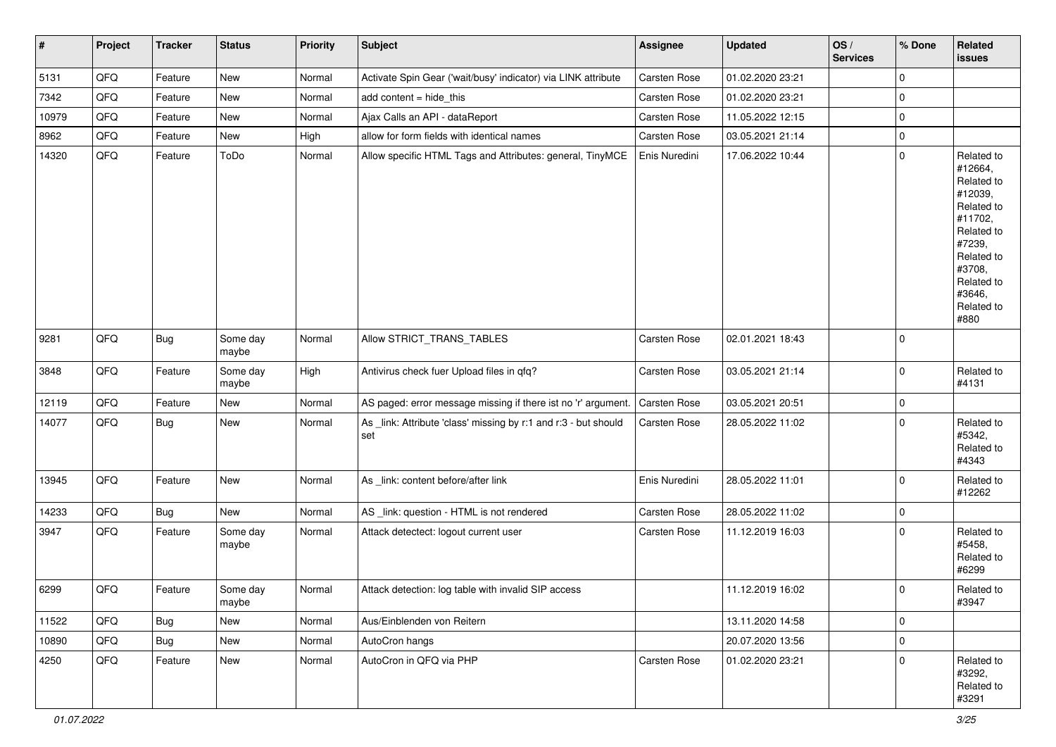| # | Project | Tracker | Status | Priority | Subject | Assignee | Updated | OS / Services | % Done | Related issues |
|---|---|---|---|---|---|---|---|---|---|---|
| 5131 | QFQ | Feature | New | Normal | Activate Spin Gear ('wait/busy' indicator) via LINK attribute | Carsten Rose | 01.02.2020 23:21 | | 0 | |
| 7342 | QFQ | Feature | New | Normal | add content = hide_this | Carsten Rose | 01.02.2020 23:21 | | 0 | |
| 10979 | QFQ | Feature | New | Normal | Ajax Calls an API - dataReport | Carsten Rose | 11.05.2022 12:15 | | 0 | |
| 8962 | QFQ | Feature | New | High | allow for form fields with identical names | Carsten Rose | 03.05.2021 21:14 | | 0 | |
| 14320 | QFQ | Feature | ToDo | Normal | Allow specific HTML Tags and Attributes: general, TinyMCE | Enis Nuredini | 17.06.2022 10:44 | | 0 | Related to #12664, Related to #12039, Related to #11702, Related to #7239, Related to #3708, Related to #3646, Related to #880 |
| 9281 | QFQ | Bug | Some day maybe | Normal | Allow STRICT_TRANS_TABLES | Carsten Rose | 02.01.2021 18:43 | | 0 | |
| 3848 | QFQ | Feature | Some day maybe | High | Antivirus check fuer Upload files in qfq? | Carsten Rose | 03.05.2021 21:14 | | 0 | Related to #4131 |
| 12119 | QFQ | Feature | New | Normal | AS paged: error message missing if there ist no 'r' argument. | Carsten Rose | 03.05.2021 20:51 | | 0 | |
| 14077 | QFQ | Bug | New | Normal | As _link: Attribute 'class' missing by r:1 and r:3 - but should set | Carsten Rose | 28.05.2022 11:02 | | 0 | Related to #5342, Related to #4343 |
| 13945 | QFQ | Feature | New | Normal | As _link: content before/after link | Enis Nuredini | 28.05.2022 11:01 | | 0 | Related to #12262 |
| 14233 | QFQ | Bug | New | Normal | AS _link: question - HTML is not rendered | Carsten Rose | 28.05.2022 11:02 | | 0 | |
| 3947 | QFQ | Feature | Some day maybe | Normal | Attack detectect: logout current user | Carsten Rose | 11.12.2019 16:03 | | 0 | Related to #5458, Related to #6299 |
| 6299 | QFQ | Feature | Some day maybe | Normal | Attack detection: log table with invalid SIP access | | 11.12.2019 16:02 | | 0 | Related to #3947 |
| 11522 | QFQ | Bug | New | Normal | Aus/Einblenden von Reitern | | 13.11.2020 14:58 | | 0 | |
| 10890 | QFQ | Bug | New | Normal | AutoCron hangs | | 20.07.2020 13:56 | | 0 | |
| 4250 | QFQ | Feature | New | Normal | AutoCron in QFQ via PHP | Carsten Rose | 01.02.2020 23:21 | | 0 | Related to #3292, Related to #3291 |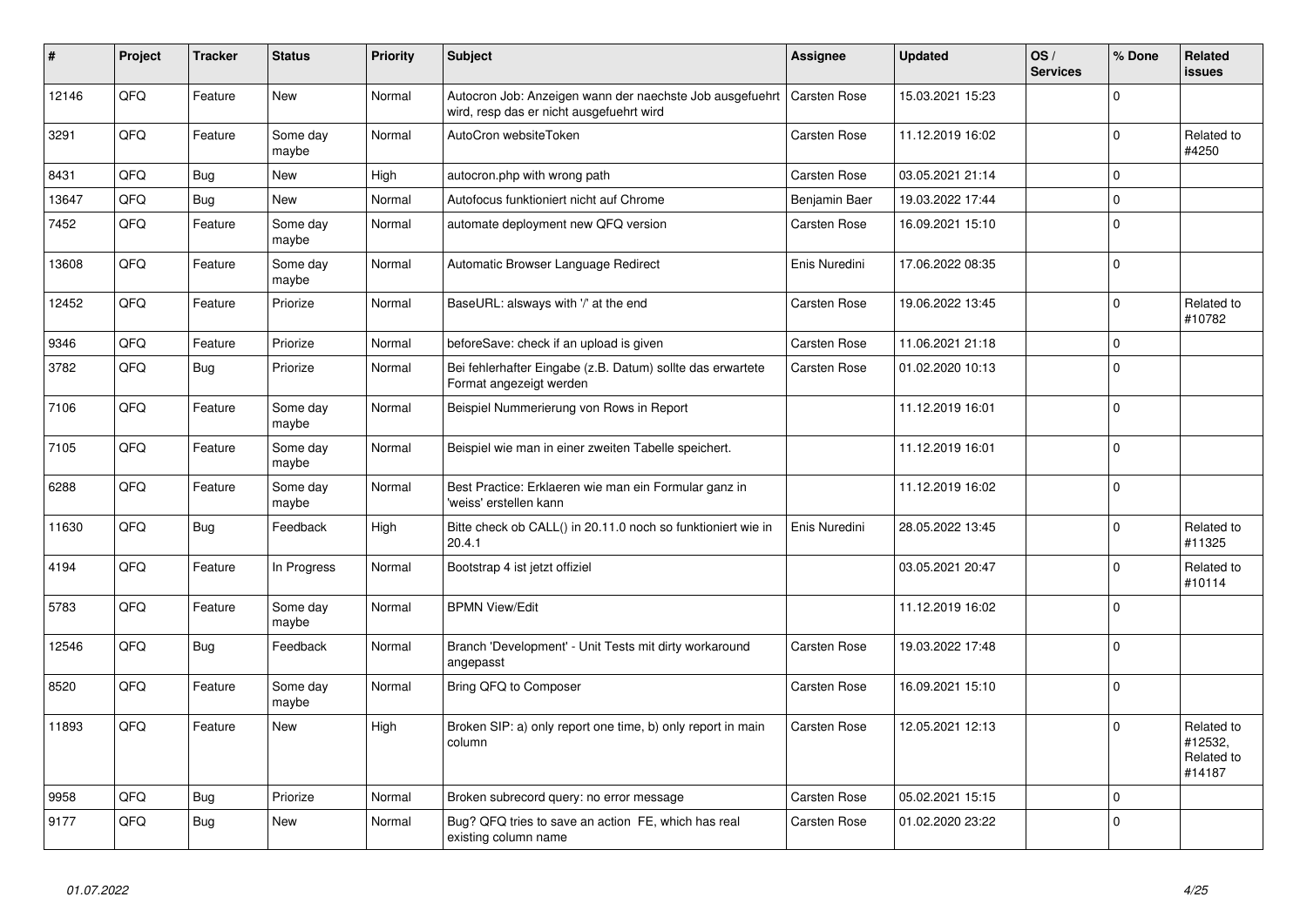| # | Project | Tracker | Status | Priority | Subject | Assignee | Updated | OS / Services | % Done | Related issues |
|---|---|---|---|---|---|---|---|---|---|---|
| 12146 | QFQ | Feature | New | Normal | Autocron Job: Anzeigen wann der naechste Job ausgefuehrt wird, resp das er nicht ausgefuehrt wird | Carsten Rose | 15.03.2021 15:23 | | 0 | |
| 3291 | QFQ | Feature | Some day maybe | Normal | AutoCron websiteToken | Carsten Rose | 11.12.2019 16:02 | | 0 | Related to #4250 |
| 8431 | QFQ | Bug | New | High | autocron.php with wrong path | Carsten Rose | 03.05.2021 21:14 | | 0 | |
| 13647 | QFQ | Bug | New | Normal | Autofocus funktioniert nicht auf Chrome | Benjamin Baer | 19.03.2022 17:44 | | 0 | |
| 7452 | QFQ | Feature | Some day maybe | Normal | automate deployment new QFQ version | Carsten Rose | 16.09.2021 15:10 | | 0 | |
| 13608 | QFQ | Feature | Some day maybe | Normal | Automatic Browser Language Redirect | Enis Nuredini | 17.06.2022 08:35 | | 0 | |
| 12452 | QFQ | Feature | Priorize | Normal | BaseURL: alsways with '/' at the end | Carsten Rose | 19.06.2022 13:45 | | 0 | Related to #10782 |
| 9346 | QFQ | Feature | Priorize | Normal | beforeSave: check if an upload is given | Carsten Rose | 11.06.2021 21:18 | | 0 | |
| 3782 | QFQ | Bug | Priorize | Normal | Bei fehlerhafter Eingabe (z.B. Datum) sollte das erwartete Format angezeigt werden | Carsten Rose | 01.02.2020 10:13 | | 0 | |
| 7106 | QFQ | Feature | Some day maybe | Normal | Beispiel Nummerierung von Rows in Report | | 11.12.2019 16:01 | | 0 | |
| 7105 | QFQ | Feature | Some day maybe | Normal | Beispiel wie man in einer zweiten Tabelle speichert. | | 11.12.2019 16:01 | | 0 | |
| 6288 | QFQ | Feature | Some day maybe | Normal | Best Practice: Erklaeren wie man ein Formular ganz in 'weiss' erstellen kann | | 11.12.2019 16:02 | | 0 | |
| 11630 | QFQ | Bug | Feedback | High | Bitte check ob CALL() in 20.11.0 noch so funktioniert wie in 20.4.1 | Enis Nuredini | 28.05.2022 13:45 | | 0 | Related to #11325 |
| 4194 | QFQ | Feature | In Progress | Normal | Bootstrap 4 ist jetzt offiziel | | 03.05.2021 20:47 | | 0 | Related to #10114 |
| 5783 | QFQ | Feature | Some day maybe | Normal | BPMN View/Edit | | 11.12.2019 16:02 | | 0 | |
| 12546 | QFQ | Bug | Feedback | Normal | Branch 'Development' - Unit Tests mit dirty workaround angepasst | Carsten Rose | 19.03.2022 17:48 | | 0 | |
| 8520 | QFQ | Feature | Some day maybe | Normal | Bring QFQ to Composer | Carsten Rose | 16.09.2021 15:10 | | 0 | |
| 11893 | QFQ | Feature | New | High | Broken SIP: a) only report one time, b) only report in main column | Carsten Rose | 12.05.2021 12:13 | | 0 | Related to #12532, Related to #14187 |
| 9958 | QFQ | Bug | Priorize | Normal | Broken subrecord query: no error message | Carsten Rose | 05.02.2021 15:15 | | 0 | |
| 9177 | QFQ | Bug | New | Normal | Bug? QFQ tries to save an action FE, which has real existing column name | Carsten Rose | 01.02.2020 23:22 | | 0 | |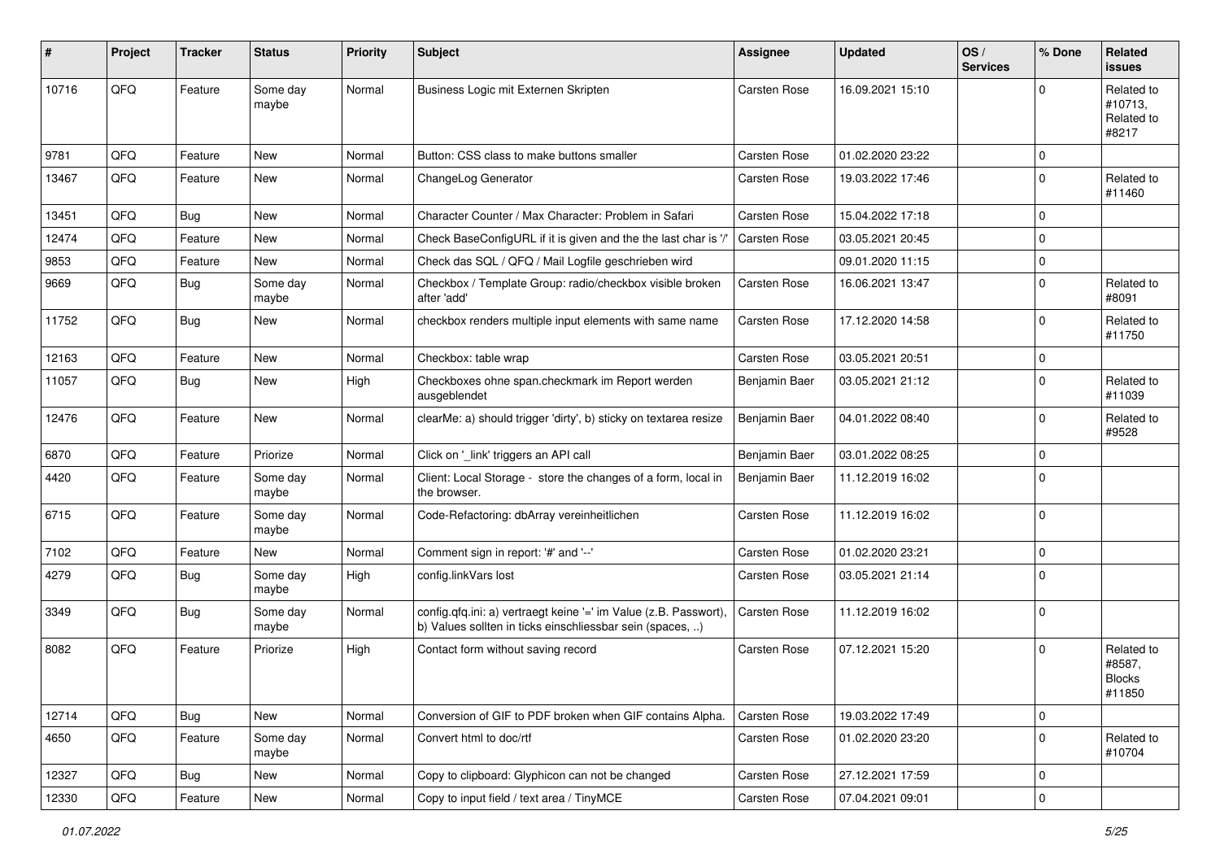| # | Project | Tracker | Status | Priority | Subject | Assignee | Updated | OS / Services | % Done | Related issues |
|---|---|---|---|---|---|---|---|---|---|---|
| 10716 | QFQ | Feature | Some day maybe | Normal | Business Logic mit Externen Skripten | Carsten Rose | 16.09.2021 15:10 | | 0 | Related to #10713, Related to #8217 |
| 9781 | QFQ | Feature | New | Normal | Button: CSS class to make buttons smaller | Carsten Rose | 01.02.2020 23:22 | | 0 | |
| 13467 | QFQ | Feature | New | Normal | ChangeLog Generator | Carsten Rose | 19.03.2022 17:46 | | 0 | Related to #11460 |
| 13451 | QFQ | Bug | New | Normal | Character Counter / Max Character: Problem in Safari | Carsten Rose | 15.04.2022 17:18 | | 0 | |
| 12474 | QFQ | Feature | New | Normal | Check BaseConfigURL if it is given and the the last char is '/' | Carsten Rose | 03.05.2021 20:45 | | 0 | |
| 9853 | QFQ | Feature | New | Normal | Check das SQL / QFQ / Mail Logfile geschrieben wird | | 09.01.2020 11:15 | | 0 | |
| 9669 | QFQ | Bug | Some day maybe | Normal | Checkbox / Template Group: radio/checkbox visible broken after 'add' | Carsten Rose | 16.06.2021 13:47 | | 0 | Related to #8091 |
| 11752 | QFQ | Bug | New | Normal | checkbox renders multiple input elements with same name | Carsten Rose | 17.12.2020 14:58 | | 0 | Related to #11750 |
| 12163 | QFQ | Feature | New | Normal | Checkbox: table wrap | Carsten Rose | 03.05.2021 20:51 | | 0 | |
| 11057 | QFQ | Bug | New | High | Checkboxes ohne span.checkmark im Report werden ausgeblendet | Benjamin Baer | 03.05.2021 21:12 | | 0 | Related to #11039 |
| 12476 | QFQ | Feature | New | Normal | clearMe: a) should trigger 'dirty', b) sticky on textarea resize | Benjamin Baer | 04.01.2022 08:40 | | 0 | Related to #9528 |
| 6870 | QFQ | Feature | Priorize | Normal | Click on '_link' triggers an API call | Benjamin Baer | 03.01.2022 08:25 | | 0 | |
| 4420 | QFQ | Feature | Some day maybe | Normal | Client: Local Storage - store the changes of a form, local in the browser. | Benjamin Baer | 11.12.2019 16:02 | | 0 | |
| 6715 | QFQ | Feature | Some day maybe | Normal | Code-Refactoring: dbArray vereinheitlichen | Carsten Rose | 11.12.2019 16:02 | | 0 | |
| 7102 | QFQ | Feature | New | Normal | Comment sign in report: '#' and '--' | Carsten Rose | 01.02.2020 23:21 | | 0 | |
| 4279 | QFQ | Bug | Some day maybe | High | config.linkVars lost | Carsten Rose | 03.05.2021 21:14 | | 0 | |
| 3349 | QFQ | Bug | Some day maybe | Normal | config.qfq.ini: a) vertraegt keine '=' im Value (z.B. Passwort), b) Values sollten in ticks einschliessbar sein (spaces, ..) | Carsten Rose | 11.12.2019 16:02 | | 0 | |
| 8082 | QFQ | Feature | Priorize | High | Contact form without saving record | Carsten Rose | 07.12.2021 15:20 | | 0 | Related to #8587, Blocks #11850 |
| 12714 | QFQ | Bug | New | Normal | Conversion of GIF to PDF broken when GIF contains Alpha. | Carsten Rose | 19.03.2022 17:49 | | 0 | |
| 4650 | QFQ | Feature | Some day maybe | Normal | Convert html to doc/rtf | Carsten Rose | 01.02.2020 23:20 | | 0 | Related to #10704 |
| 12327 | QFQ | Bug | New | Normal | Copy to clipboard: Glyphicon can not be changed | Carsten Rose | 27.12.2021 17:59 | | 0 | |
| 12330 | QFQ | Feature | New | Normal | Copy to input field / text area / TinyMCE | Carsten Rose | 07.04.2021 09:01 | | 0 | |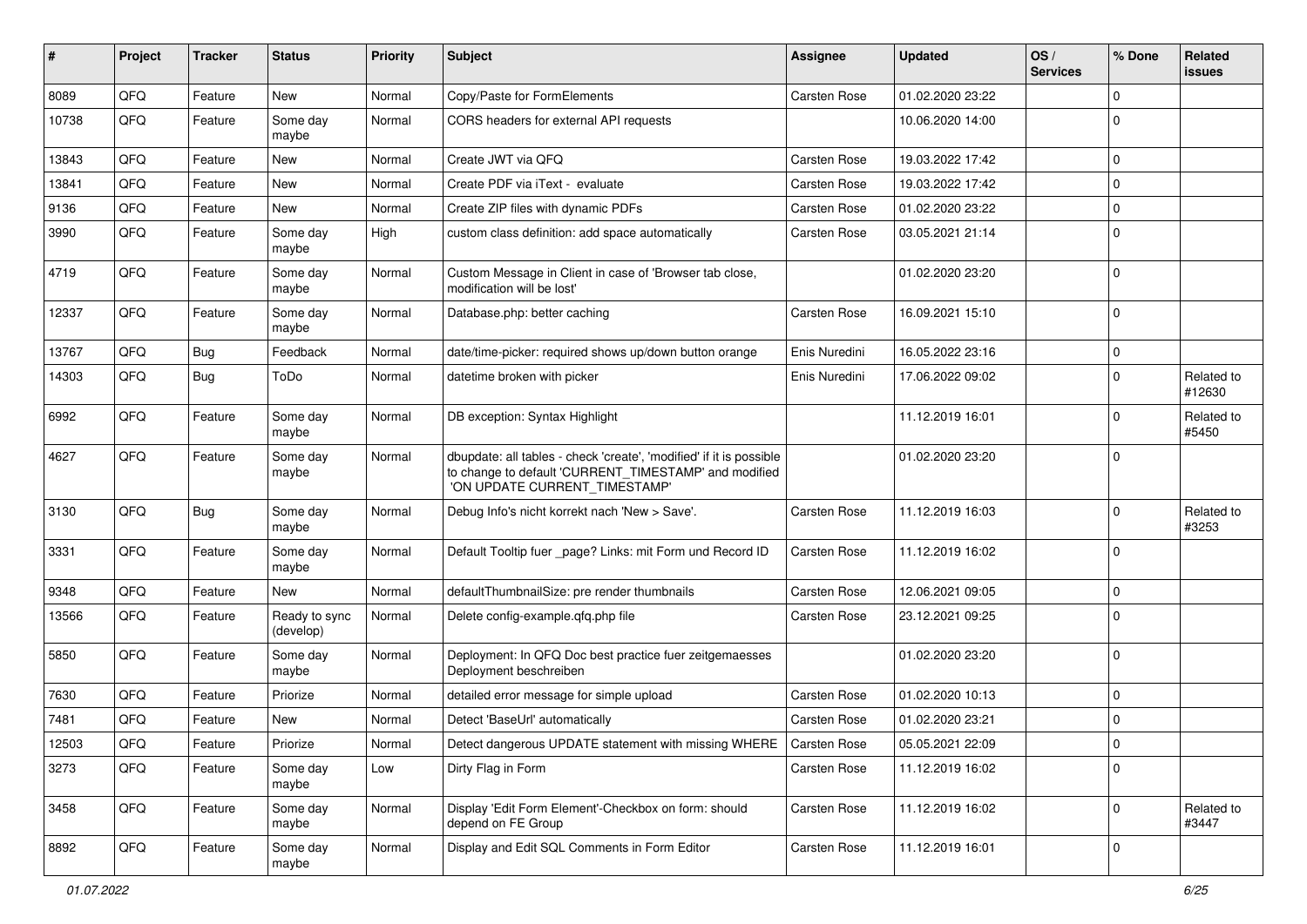| # | Project | Tracker | Status | Priority | Subject | Assignee | Updated | OS / Services | % Done | Related issues |
|---|---|---|---|---|---|---|---|---|---|---|
| 8089 | QFQ | Feature | New | Normal | Copy/Paste for FormElements | Carsten Rose | 01.02.2020 23:22 | | 0 | |
| 10738 | QFQ | Feature | Some day maybe | Normal | CORS headers for external API requests | | 10.06.2020 14:00 | | 0 | |
| 13843 | QFQ | Feature | New | Normal | Create JWT via QFQ | Carsten Rose | 19.03.2022 17:42 | | 0 | |
| 13841 | QFQ | Feature | New | Normal | Create PDF via iText - evaluate | Carsten Rose | 19.03.2022 17:42 | | 0 | |
| 9136 | QFQ | Feature | New | Normal | Create ZIP files with dynamic PDFs | Carsten Rose | 01.02.2020 23:22 | | 0 | |
| 3990 | QFQ | Feature | Some day maybe | High | custom class definition: add space automatically | Carsten Rose | 03.05.2021 21:14 | | 0 | |
| 4719 | QFQ | Feature | Some day maybe | Normal | Custom Message in Client in case of 'Browser tab close, modification will be lost' | | 01.02.2020 23:20 | | 0 | |
| 12337 | QFQ | Feature | Some day maybe | Normal | Database.php: better caching | Carsten Rose | 16.09.2021 15:10 | | 0 | |
| 13767 | QFQ | Bug | Feedback | Normal | date/time-picker: required shows up/down button orange | Enis Nuredini | 16.05.2022 23:16 | | 0 | |
| 14303 | QFQ | Bug | ToDo | Normal | datetime broken with picker | Enis Nuredini | 17.06.2022 09:02 | | 0 | Related to #12630 |
| 6992 | QFQ | Feature | Some day maybe | Normal | DB exception: Syntax Highlight | | 11.12.2019 16:01 | | 0 | Related to #5450 |
| 4627 | QFQ | Feature | Some day maybe | Normal | dbupdate: all tables - check 'create', 'modified' if it is possible to change to default 'CURRENT_TIMESTAMP' and modified 'ON UPDATE CURRENT_TIMESTAMP' | | 01.02.2020 23:20 | | 0 | |
| 3130 | QFQ | Bug | Some day maybe | Normal | Debug Info's nicht korrekt nach 'New > Save'. | Carsten Rose | 11.12.2019 16:03 | | 0 | Related to #3253 |
| 3331 | QFQ | Feature | Some day maybe | Normal | Default Tooltip fuer _page? Links: mit Form und Record ID | Carsten Rose | 11.12.2019 16:02 | | 0 | |
| 9348 | QFQ | Feature | New | Normal | defaultThumbnailSize: pre render thumbnails | Carsten Rose | 12.06.2021 09:05 | | 0 | |
| 13566 | QFQ | Feature | Ready to sync (develop) | Normal | Delete config-example.qfq.php file | Carsten Rose | 23.12.2021 09:25 | | 0 | |
| 5850 | QFQ | Feature | Some day maybe | Normal | Deployment: In QFQ Doc best practice fuer zeitgemaesses Deployment beschreiben | | 01.02.2020 23:20 | | 0 | |
| 7630 | QFQ | Feature | Priorize | Normal | detailed error message for simple upload | Carsten Rose | 01.02.2020 10:13 | | 0 | |
| 7481 | QFQ | Feature | New | Normal | Detect 'BaseUrl' automatically | Carsten Rose | 01.02.2020 23:21 | | 0 | |
| 12503 | QFQ | Feature | Priorize | Normal | Detect dangerous UPDATE statement with missing WHERE | Carsten Rose | 05.05.2021 22:09 | | 0 | |
| 3273 | QFQ | Feature | Some day maybe | Low | Dirty Flag in Form | Carsten Rose | 11.12.2019 16:02 | | 0 | |
| 3458 | QFQ | Feature | Some day maybe | Normal | Display 'Edit Form Element'-Checkbox on form: should depend on FE Group | Carsten Rose | 11.12.2019 16:02 | | 0 | Related to #3447 |
| 8892 | QFQ | Feature | Some day maybe | Normal | Display and Edit SQL Comments in Form Editor | Carsten Rose | 11.12.2019 16:01 | | 0 | |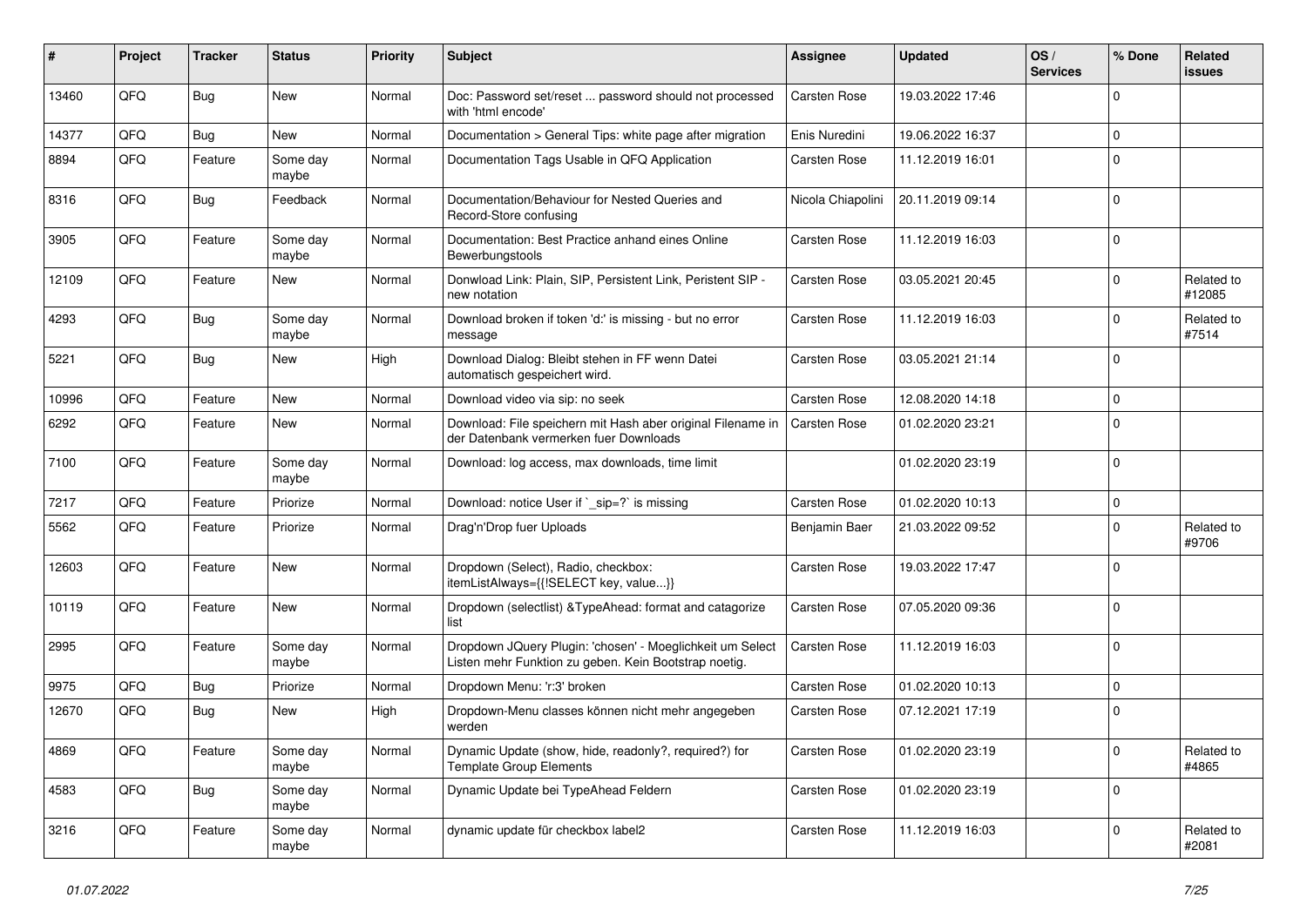| # | Project | Tracker | Status | Priority | Subject | Assignee | Updated | OS / Services | % Done | Related issues |
|---|---|---|---|---|---|---|---|---|---|---|
| 13460 | QFQ | Bug | New | Normal | Doc: Password set/reset ... password should not processed with 'html encode' | Carsten Rose | 19.03.2022 17:46 | | 0 | |
| 14377 | QFQ | Bug | New | Normal | Documentation > General Tips: white page after migration | Enis Nuredini | 19.06.2022 16:37 | | 0 | |
| 8894 | QFQ | Feature | Some day maybe | Normal | Documentation Tags Usable in QFQ Application | Carsten Rose | 11.12.2019 16:01 | | 0 | |
| 8316 | QFQ | Bug | Feedback | Normal | Documentation/Behaviour for Nested Queries and Record-Store confusing | Nicola Chiapolini | 20.11.2019 09:14 | | 0 | |
| 3905 | QFQ | Feature | Some day maybe | Normal | Documentation: Best Practice anhand eines Online Bewerbungstools | Carsten Rose | 11.12.2019 16:03 | | 0 | |
| 12109 | QFQ | Feature | New | Normal | Donwload Link: Plain, SIP, Persistent Link, Peristent SIP - new notation | Carsten Rose | 03.05.2021 20:45 | | 0 | Related to #12085 |
| 4293 | QFQ | Bug | Some day maybe | Normal | Download broken if token 'd:' is missing - but no error message | Carsten Rose | 11.12.2019 16:03 | | 0 | Related to #7514 |
| 5221 | QFQ | Bug | New | High | Download Dialog: Bleibt stehen in FF wenn Datei automatisch gespeichert wird. | Carsten Rose | 03.05.2021 21:14 | | 0 | |
| 10996 | QFQ | Feature | New | Normal | Download video via sip: no seek | Carsten Rose | 12.08.2020 14:18 | | 0 | |
| 6292 | QFQ | Feature | New | Normal | Download: File speichern mit Hash aber original Filename in der Datenbank vermerken fuer Downloads | Carsten Rose | 01.02.2020 23:21 | | 0 | |
| 7100 | QFQ | Feature | Some day maybe | Normal | Download: log access, max downloads, time limit | | 01.02.2020 23:19 | | 0 | |
| 7217 | QFQ | Feature | Priorize | Normal | Download: notice User if `_sip=?` is missing | Carsten Rose | 01.02.2020 10:13 | | 0 | |
| 5562 | QFQ | Feature | Priorize | Normal | Drag'n'Drop fuer Uploads | Benjamin Baer | 21.03.2022 09:52 | | 0 | Related to #9706 |
| 12603 | QFQ | Feature | New | Normal | Dropdown (Select), Radio, checkbox: itemListAlways={{!SELECT key, value...}} | Carsten Rose | 19.03.2022 17:47 | | 0 | |
| 10119 | QFQ | Feature | New | Normal | Dropdown (selectlist) &TypeAhead: format and catagorize list | Carsten Rose | 07.05.2020 09:36 | | 0 | |
| 2995 | QFQ | Feature | Some day maybe | Normal | Dropdown JQuery Plugin: 'chosen' - Moeglichkeit um Select Listen mehr Funktion zu geben. Kein Bootstrap noetig. | Carsten Rose | 11.12.2019 16:03 | | 0 | |
| 9975 | QFQ | Bug | Priorize | Normal | Dropdown Menu: 'r:3' broken | Carsten Rose | 01.02.2020 10:13 | | 0 | |
| 12670 | QFQ | Bug | New | High | Dropdown-Menu classes können nicht mehr angegeben werden | Carsten Rose | 07.12.2021 17:19 | | 0 | |
| 4869 | QFQ | Feature | Some day maybe | Normal | Dynamic Update (show, hide, readonly?, required?) for Template Group Elements | Carsten Rose | 01.02.2020 23:19 | | 0 | Related to #4865 |
| 4583 | QFQ | Bug | Some day maybe | Normal | Dynamic Update bei TypeAhead Feldern | Carsten Rose | 01.02.2020 23:19 | | 0 | |
| 3216 | QFQ | Feature | Some day maybe | Normal | dynamic update für checkbox label2 | Carsten Rose | 11.12.2019 16:03 | | 0 | Related to #2081 |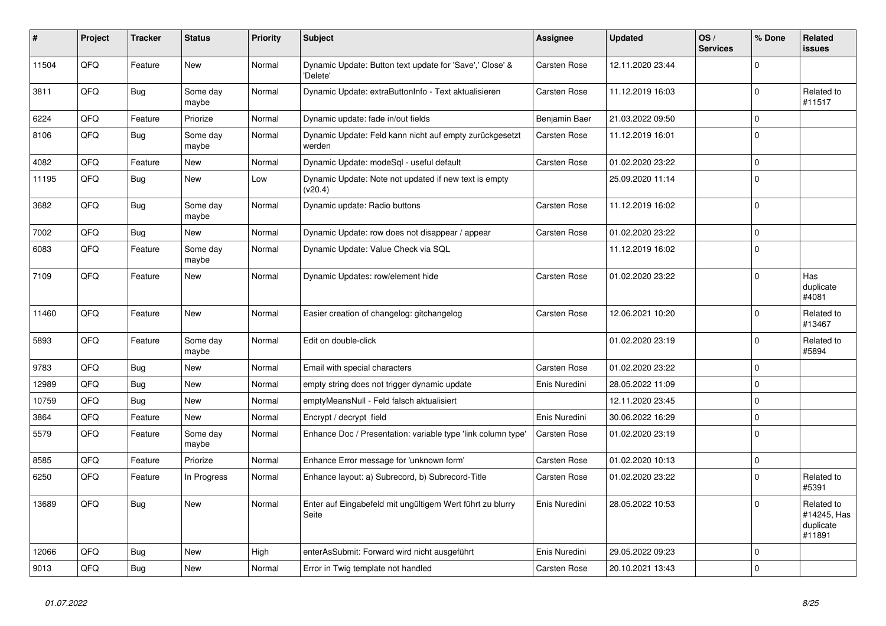| # | Project | Tracker | Status | Priority | Subject | Assignee | Updated | OS / Services | % Done | Related issues |
|---|---|---|---|---|---|---|---|---|---|---|
| 11504 | QFQ | Feature | New | Normal | Dynamic Update: Button text update for 'Save',' Close' & 'Delete' | Carsten Rose | 12.11.2020 23:44 | | 0 | |
| 3811 | QFQ | Bug | Some day maybe | Normal | Dynamic Update: extraButtonInfo - Text aktualisieren | Carsten Rose | 11.12.2019 16:03 | | 0 | Related to #11517 |
| 6224 | QFQ | Feature | Priorize | Normal | Dynamic update: fade in/out fields | Benjamin Baer | 21.03.2022 09:50 | | 0 | |
| 8106 | QFQ | Bug | Some day maybe | Normal | Dynamic Update: Feld kann nicht auf empty zurückgesetzt werden | Carsten Rose | 11.12.2019 16:01 | | 0 | |
| 4082 | QFQ | Feature | New | Normal | Dynamic Update: modeSql - useful default | Carsten Rose | 01.02.2020 23:22 | | 0 | |
| 11195 | QFQ | Bug | New | Low | Dynamic Update: Note not updated if new text is empty (v20.4) | | 25.09.2020 11:14 | | 0 | |
| 3682 | QFQ | Bug | Some day maybe | Normal | Dynamic update: Radio buttons | Carsten Rose | 11.12.2019 16:02 | | 0 | |
| 7002 | QFQ | Bug | New | Normal | Dynamic Update: row does not disappear / appear | Carsten Rose | 01.02.2020 23:22 | | 0 | |
| 6083 | QFQ | Feature | Some day maybe | Normal | Dynamic Update: Value Check via SQL | | 11.12.2019 16:02 | | 0 | |
| 7109 | QFQ | Feature | New | Normal | Dynamic Updates: row/element hide | Carsten Rose | 01.02.2020 23:22 | | 0 | Has duplicate #4081 |
| 11460 | QFQ | Feature | New | Normal | Easier creation of changelog: gitchangelog | Carsten Rose | 12.06.2021 10:20 | | 0 | Related to #13467 |
| 5893 | QFQ | Feature | Some day maybe | Normal | Edit on double-click | | 01.02.2020 23:19 | | 0 | Related to #5894 |
| 9783 | QFQ | Bug | New | Normal | Email with special characters | Carsten Rose | 01.02.2020 23:22 | | 0 | |
| 12989 | QFQ | Bug | New | Normal | empty string does not trigger dynamic update | Enis Nuredini | 28.05.2022 11:09 | | 0 | |
| 10759 | QFQ | Bug | New | Normal | emptyMeansNull - Feld falsch aktualisiert | | 12.11.2020 23:45 | | 0 | |
| 3864 | QFQ | Feature | New | Normal | Encrypt / decrypt field | Enis Nuredini | 30.06.2022 16:29 | | 0 | |
| 5579 | QFQ | Feature | Some day maybe | Normal | Enhance Doc / Presentation: variable type 'link column type' | Carsten Rose | 01.02.2020 23:19 | | 0 | |
| 8585 | QFQ | Feature | Priorize | Normal | Enhance Error message for 'unknown form' | Carsten Rose | 01.02.2020 10:13 | | 0 | |
| 6250 | QFQ | Feature | In Progress | Normal | Enhance layout: a) Subrecord, b) Subrecord-Title | Carsten Rose | 01.02.2020 23:22 | | 0 | Related to #5391 |
| 13689 | QFQ | Bug | New | Normal | Enter auf Eingabefeld mit ungültigem Wert führt zu blurry Seite | Enis Nuredini | 28.05.2022 10:53 | | 0 | Related to #14245, Has duplicate #11891 |
| 12066 | QFQ | Bug | New | High | enterAsSubmit: Forward wird nicht ausgeführt | Enis Nuredini | 29.05.2022 09:23 | | 0 | |
| 9013 | QFQ | Bug | New | Normal | Error in Twig template not handled | Carsten Rose | 20.10.2021 13:43 | | 0 | |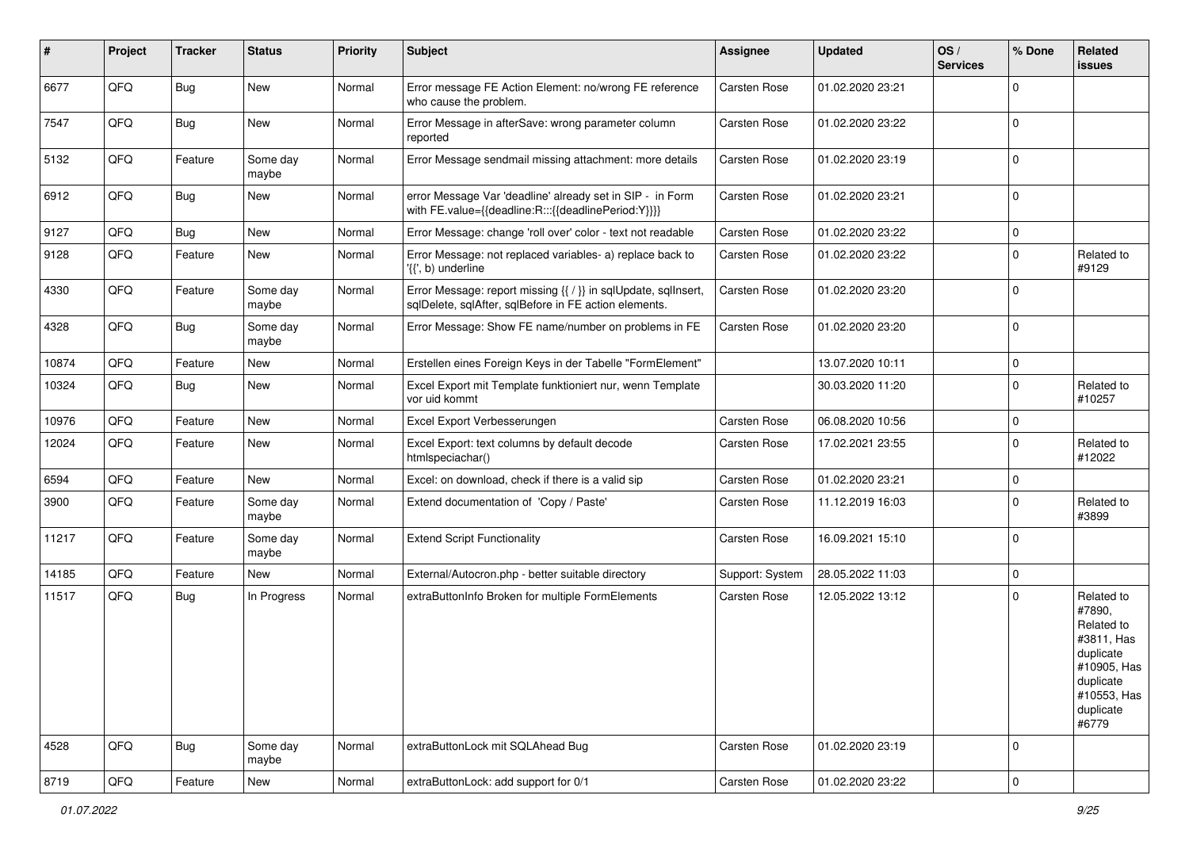| # | Project | Tracker | Status | Priority | Subject | Assignee | Updated | OS / Services | % Done | Related issues |
|---|---|---|---|---|---|---|---|---|---|---|
| 6677 | QFQ | Bug | New | Normal | Error message FE Action Element: no/wrong FE reference who cause the problem. | Carsten Rose | 01.02.2020 23:21 | | 0 | |
| 7547 | QFQ | Bug | New | Normal | Error Message in afterSave: wrong parameter column reported | Carsten Rose | 01.02.2020 23:22 | | 0 | |
| 5132 | QFQ | Feature | Some day maybe | Normal | Error Message sendmail missing attachment: more details | Carsten Rose | 01.02.2020 23:19 | | 0 | |
| 6912 | QFQ | Bug | New | Normal | error Message Var 'deadline' already set in SIP - in Form with FE.value={{deadline:R:::{{deadlinePeriod:Y}}}} | Carsten Rose | 01.02.2020 23:21 | | 0 | |
| 9127 | QFQ | Bug | New | Normal | Error Message: change 'roll over' color - text not readable | Carsten Rose | 01.02.2020 23:22 | | 0 | |
| 9128 | QFQ | Feature | New | Normal | Error Message: not replaced variables- a) replace back to '{{', b) underline | Carsten Rose | 01.02.2020 23:22 | | 0 | Related to #9129 |
| 4330 | QFQ | Feature | Some day maybe | Normal | Error Message: report missing {{ / }} in sqlUpdate, sqlInsert, sqlDelete, sqlAfter, sqlBefore in FE action elements. | Carsten Rose | 01.02.2020 23:20 | | 0 | |
| 4328 | QFQ | Bug | Some day maybe | Normal | Error Message: Show FE name/number on problems in FE | Carsten Rose | 01.02.2020 23:20 | | 0 | |
| 10874 | QFQ | Feature | New | Normal | Erstellen eines Foreign Keys in der Tabelle "FormElement" | | 13.07.2020 10:11 | | 0 | |
| 10324 | QFQ | Bug | New | Normal | Excel Export mit Template funktioniert nur, wenn Template vor uid kommt | | 30.03.2020 11:20 | | 0 | Related to #10257 |
| 10976 | QFQ | Feature | New | Normal | Excel Export Verbesserungen | Carsten Rose | 06.08.2020 10:56 | | 0 | |
| 12024 | QFQ | Feature | New | Normal | Excel Export: text columns by default decode htmlspeciachar() | Carsten Rose | 17.02.2021 23:55 | | 0 | Related to #12022 |
| 6594 | QFQ | Feature | New | Normal | Excel: on download, check if there is a valid sip | Carsten Rose | 01.02.2020 23:21 | | 0 | |
| 3900 | QFQ | Feature | Some day maybe | Normal | Extend documentation of 'Copy / Paste' | Carsten Rose | 11.12.2019 16:03 | | 0 | Related to #3899 |
| 11217 | QFQ | Feature | Some day maybe | Normal | Extend Script Functionality | Carsten Rose | 16.09.2021 15:10 | | 0 | |
| 14185 | QFQ | Feature | New | Normal | External/Autocron.php - better suitable directory | Support: System | 28.05.2022 11:03 | | 0 | |
| 11517 | QFQ | Bug | In Progress | Normal | extraButtonInfo Broken for multiple FormElements | Carsten Rose | 12.05.2022 13:12 | | 0 | Related to #7890, Related to #3811, Has duplicate #10905, Has duplicate #10553, Has duplicate #6779 |
| 4528 | QFQ | Bug | Some day maybe | Normal | extraButtonLock mit SQLAhead Bug | Carsten Rose | 01.02.2020 23:19 | | 0 | |
| 8719 | QFQ | Feature | New | Normal | extraButtonLock: add support for 0/1 | Carsten Rose | 01.02.2020 23:22 | | 0 | |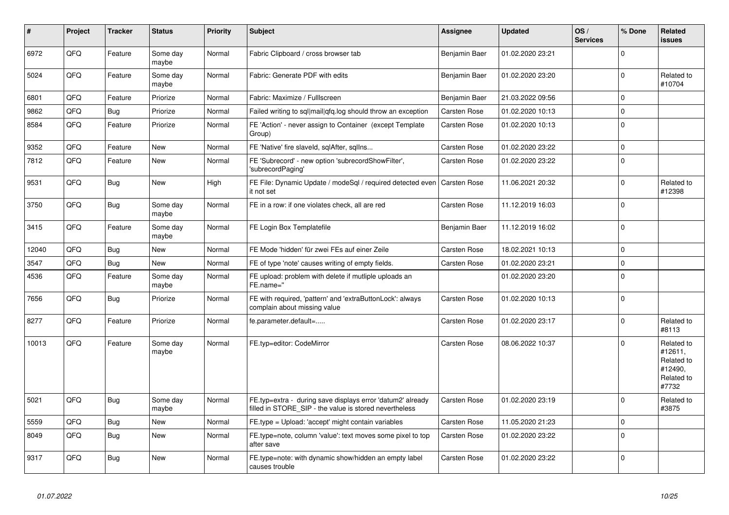| # | Project | Tracker | Status | Priority | Subject | Assignee | Updated | OS / Services | % Done | Related issues |
|---|---|---|---|---|---|---|---|---|---|---|
| 6972 | QFQ | Feature | Some day maybe | Normal | Fabric Clipboard / cross browser tab | Benjamin Baer | 01.02.2020 23:21 | | 0 | |
| 5024 | QFQ | Feature | Some day maybe | Normal | Fabric: Generate PDF with edits | Benjamin Baer | 01.02.2020 23:20 | | 0 | Related to #10704 |
| 6801 | QFQ | Feature | Priorize | Normal | Fabric: Maximize / Fulllscreen | Benjamin Baer | 21.03.2022 09:56 | | 0 | |
| 9862 | QFQ | Bug | Priorize | Normal | Failed writing to sql\|mail\|qfq.log should throw an exception | Carsten Rose | 01.02.2020 10:13 | | 0 | |
| 8584 | QFQ | Feature | Priorize | Normal | FE 'Action' - never assign to Container (except Template Group) | Carsten Rose | 01.02.2020 10:13 | | 0 | |
| 9352 | QFQ | Feature | New | Normal | FE 'Native' fire slaveId, sqlAfter, sqlIns... | Carsten Rose | 01.02.2020 23:22 | | 0 | |
| 7812 | QFQ | Feature | New | Normal | FE 'Subrecord' - new option 'subrecordShowFilter', 'subrecordPaging' | Carsten Rose | 01.02.2020 23:22 | | 0 | |
| 9531 | QFQ | Bug | New | High | FE File: Dynamic Update / modeSql / required detected even it not set | Carsten Rose | 11.06.2021 20:32 | | 0 | Related to #12398 |
| 3750 | QFQ | Bug | Some day maybe | Normal | FE in a row: if one violates check, all are red | Carsten Rose | 11.12.2019 16:03 | | 0 | |
| 3415 | QFQ | Feature | Some day maybe | Normal | FE Login Box Templatefile | Benjamin Baer | 11.12.2019 16:02 | | 0 | |
| 12040 | QFQ | Bug | New | Normal | FE Mode 'hidden' für zwei FEs auf einer Zeile | Carsten Rose | 18.02.2021 10:13 | | 0 | |
| 3547 | QFQ | Bug | New | Normal | FE of type 'note' causes writing of empty fields. | Carsten Rose | 01.02.2020 23:21 | | 0 | |
| 4536 | QFQ | Feature | Some day maybe | Normal | FE upload: problem with delete if mutliple uploads an FE.name='' | | 01.02.2020 23:20 | | 0 | |
| 7656 | QFQ | Bug | Priorize | Normal | FE with required, 'pattern' and 'extraButtonLock': always complain about missing value | Carsten Rose | 01.02.2020 10:13 | | 0 | |
| 8277 | QFQ | Feature | Priorize | Normal | fe.parameter.default=..... | Carsten Rose | 01.02.2020 23:17 | | 0 | Related to #8113 |
| 10013 | QFQ | Feature | Some day maybe | Normal | FE.typ=editor: CodeMirror | Carsten Rose | 08.06.2022 10:37 | | 0 | Related to #12611, Related to #12490, Related to #7732 |
| 5021 | QFQ | Bug | Some day maybe | Normal | FE.typ=extra - during save displays error 'datum2' already filled in STORE_SIP - the value is stored nevertheless | Carsten Rose | 01.02.2020 23:19 | | 0 | Related to #3875 |
| 5559 | QFQ | Bug | New | Normal | FE.type = Upload: 'accept' might contain variables | Carsten Rose | 11.05.2020 21:23 | | 0 | |
| 8049 | QFQ | Bug | New | Normal | FE.type=note, column 'value': text moves some pixel to top after save | Carsten Rose | 01.02.2020 23:22 | | 0 | |
| 9317 | QFQ | Bug | New | Normal | FE.type=note: with dynamic show/hidden an empty label causes trouble | Carsten Rose | 01.02.2020 23:22 | | 0 | |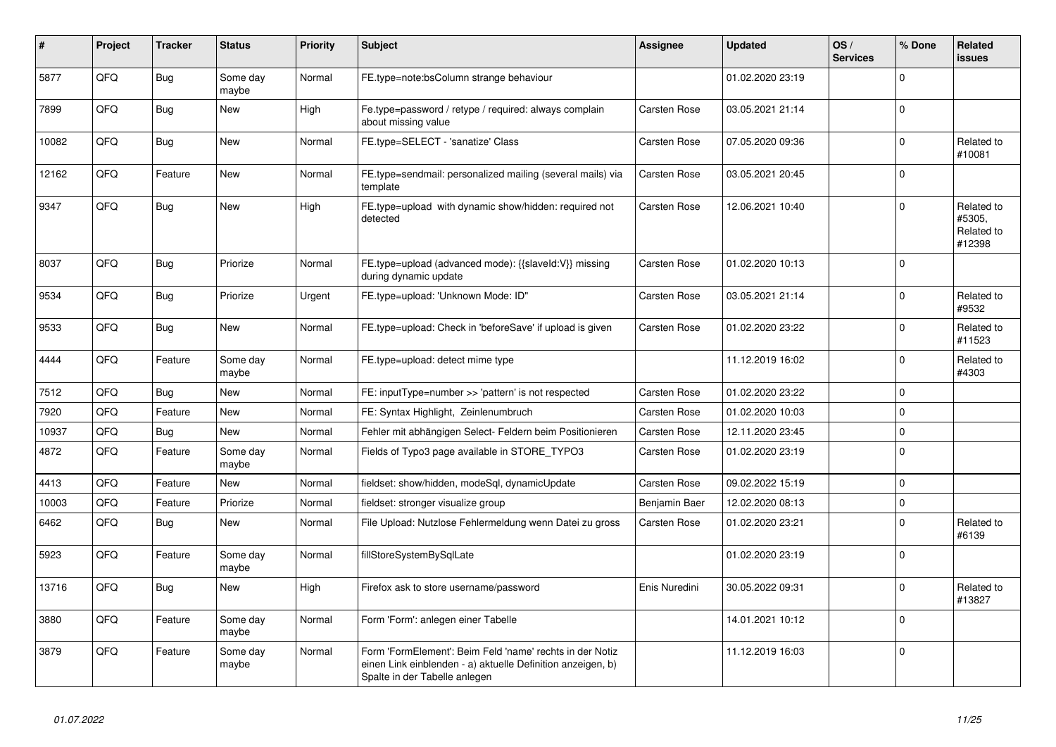| # | Project | Tracker | Status | Priority | Subject | Assignee | Updated | OS / Services | % Done | Related issues |
|---|---|---|---|---|---|---|---|---|---|---|
| 5877 | QFQ | Bug | Some day maybe | Normal | FE.type=note:bsColumn strange behaviour | | 01.02.2020 23:19 | | 0 | |
| 7899 | QFQ | Bug | New | High | Fe.type=password / retype / required: always complain about missing value | Carsten Rose | 03.05.2021 21:14 | | 0 | |
| 10082 | QFQ | Bug | New | Normal | FE.type=SELECT - 'sanatize' Class | Carsten Rose | 07.05.2020 09:36 | | 0 | Related to #10081 |
| 12162 | QFQ | Feature | New | Normal | FE.type=sendmail: personalized mailing (several mails) via template | Carsten Rose | 03.05.2021 20:45 | | 0 | |
| 9347 | QFQ | Bug | New | High | FE.type=upload with dynamic show/hidden: required not detected | Carsten Rose | 12.06.2021 10:40 | | 0 | Related to #5305, Related to #12398 |
| 8037 | QFQ | Bug | Priorize | Normal | FE.type=upload (advanced mode): {{slaveId:V}} missing during dynamic update | Carsten Rose | 01.02.2020 10:13 | | 0 | |
| 9534 | QFQ | Bug | Priorize | Urgent | FE.type=upload: 'Unknown Mode: ID" | Carsten Rose | 03.05.2021 21:14 | | 0 | Related to #9532 |
| 9533 | QFQ | Bug | New | Normal | FE.type=upload: Check in 'beforeSave' if upload is given | Carsten Rose | 01.02.2020 23:22 | | 0 | Related to #11523 |
| 4444 | QFQ | Feature | Some day maybe | Normal | FE.type=upload: detect mime type | | 11.12.2019 16:02 | | 0 | Related to #4303 |
| 7512 | QFQ | Bug | New | Normal | FE: inputType=number >> 'pattern' is not respected | Carsten Rose | 01.02.2020 23:22 | | 0 | |
| 7920 | QFQ | Feature | New | Normal | FE: Syntax Highlight, Zeinlenumbruch | Carsten Rose | 01.02.2020 10:03 | | 0 | |
| 10937 | QFQ | Bug | New | Normal | Fehler mit abhängigen Select- Feldern beim Positionieren | Carsten Rose | 12.11.2020 23:45 | | 0 | |
| 4872 | QFQ | Feature | Some day maybe | Normal | Fields of Typo3 page available in STORE_TYPO3 | Carsten Rose | 01.02.2020 23:19 | | 0 | |
| 4413 | QFQ | Feature | New | Normal | fieldset: show/hidden, modeSql, dynamicUpdate | Carsten Rose | 09.02.2022 15:19 | | 0 | |
| 10003 | QFQ | Feature | Priorize | Normal | fieldset: stronger visualize group | Benjamin Baer | 12.02.2020 08:13 | | 0 | |
| 6462 | QFQ | Bug | New | Normal | File Upload: Nutzlose Fehlermeldung wenn Datei zu gross | Carsten Rose | 01.02.2020 23:21 | | 0 | Related to #6139 |
| 5923 | QFQ | Feature | Some day maybe | Normal | fillStoreSystemBySqlLate | | 01.02.2020 23:19 | | 0 | |
| 13716 | QFQ | Bug | New | High | Firefox ask to store username/password | Enis Nuredini | 30.05.2022 09:31 | | 0 | Related to #13827 |
| 3880 | QFQ | Feature | Some day maybe | Normal | Form 'Form': anlegen einer Tabelle | | 14.01.2021 10:12 | | 0 | |
| 3879 | QFQ | Feature | Some day maybe | Normal | Form 'FormElement': Beim Feld 'name' rechts in der Notiz einen Link einblenden - a) aktuelle Definition anzeigen, b) Spalte in der Tabelle anlegen | | 11.12.2019 16:03 | | 0 | |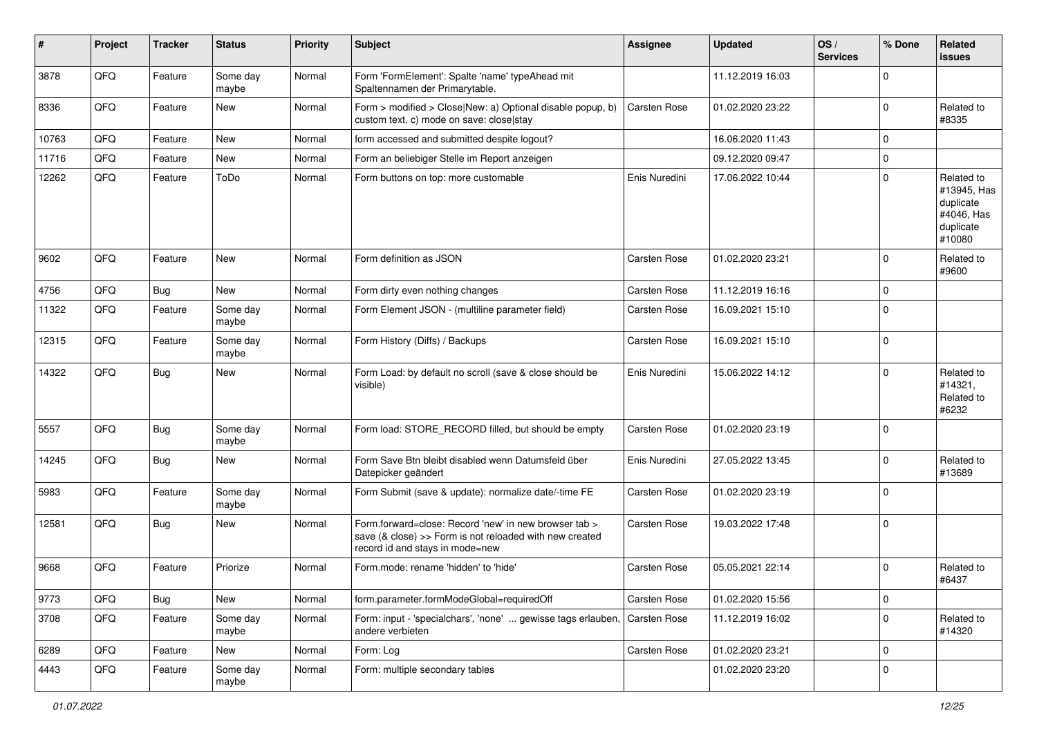| # | Project | Tracker | Status | Priority | Subject | Assignee | Updated | OS / Services | % Done | Related issues |
|---|---|---|---|---|---|---|---|---|---|---|
| 3878 | QFQ | Feature | Some day maybe | Normal | Form 'FormElement': Spalte 'name' typeAhead mit Spaltennamen der Primarytable. | | 11.12.2019 16:03 | | 0 | |
| 8336 | QFQ | Feature | New | Normal | Form > modified > Close\|New: a) Optional disable popup, b) custom text, c) mode on save: close\|stay | Carsten Rose | 01.02.2020 23:22 | | 0 | Related to #8335 |
| 10763 | QFQ | Feature | New | Normal | form accessed and submitted despite logout? | | 16.06.2020 11:43 | | 0 | |
| 11716 | QFQ | Feature | New | Normal | Form an beliebiger Stelle im Report anzeigen | | 09.12.2020 09:47 | | 0 | |
| 12262 | QFQ | Feature | ToDo | Normal | Form buttons on top: more customable | Enis Nuredini | 17.06.2022 10:44 | | 0 | Related to #13945, Has duplicate #4046, Has duplicate #10080 |
| 9602 | QFQ | Feature | New | Normal | Form definition as JSON | Carsten Rose | 01.02.2020 23:21 | | 0 | Related to #9600 |
| 4756 | QFQ | Bug | New | Normal | Form dirty even nothing changes | Carsten Rose | 11.12.2019 16:16 | | 0 | |
| 11322 | QFQ | Feature | Some day maybe | Normal | Form Element JSON - (multiline parameter field) | Carsten Rose | 16.09.2021 15:10 | | 0 | |
| 12315 | QFQ | Feature | Some day maybe | Normal | Form History (Diffs) / Backups | Carsten Rose | 16.09.2021 15:10 | | 0 | |
| 14322 | QFQ | Bug | New | Normal | Form Load: by default no scroll (save & close should be visible) | Enis Nuredini | 15.06.2022 14:12 | | 0 | Related to #14321, Related to #6232 |
| 5557 | QFQ | Bug | Some day maybe | Normal | Form load: STORE_RECORD filled, but should be empty | Carsten Rose | 01.02.2020 23:19 | | 0 | |
| 14245 | QFQ | Bug | New | Normal | Form Save Btn bleibt disabled wenn Datumsfeld über Datepicker geändert | Enis Nuredini | 27.05.2022 13:45 | | 0 | Related to #13689 |
| 5983 | QFQ | Feature | Some day maybe | Normal | Form Submit (save & update): normalize date/-time FE | Carsten Rose | 01.02.2020 23:19 | | 0 | |
| 12581 | QFQ | Bug | New | Normal | Form.forward=close: Record 'new' in new browser tab > save (& close) >> Form is not reloaded with new created record id and stays in mode=new | Carsten Rose | 19.03.2022 17:48 | | 0 | |
| 9668 | QFQ | Feature | Priorize | Normal | Form.mode: rename 'hidden' to 'hide' | Carsten Rose | 05.05.2021 22:14 | | 0 | Related to #6437 |
| 9773 | QFQ | Bug | New | Normal | form.parameter.formModeGlobal=requiredOff | Carsten Rose | 01.02.2020 15:56 | | 0 | |
| 3708 | QFQ | Feature | Some day maybe | Normal | Form: input - 'specialchars', 'none' ... gewisse tags erlauben, andere verbieten | Carsten Rose | 11.12.2019 16:02 | | 0 | Related to #14320 |
| 6289 | QFQ | Feature | New | Normal | Form: Log | Carsten Rose | 01.02.2020 23:21 | | 0 | |
| 4443 | QFQ | Feature | Some day maybe | Normal | Form: multiple secondary tables | | 01.02.2020 23:20 | | 0 | |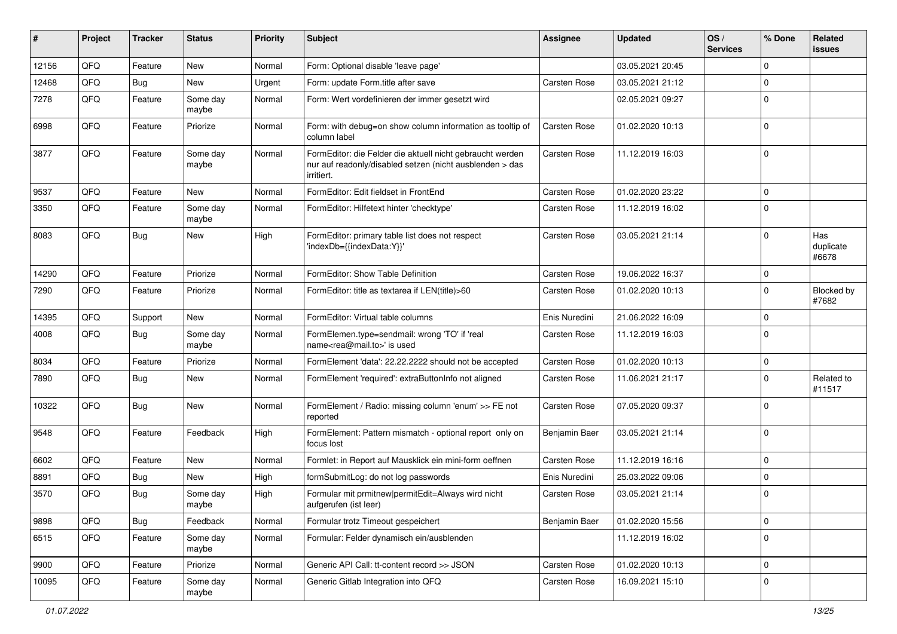| # | Project | Tracker | Status | Priority | Subject | Assignee | Updated | OS / Services | % Done | Related issues |
|---|---|---|---|---|---|---|---|---|---|---|
| 12156 | QFQ | Feature | New | Normal | Form: Optional disable 'leave page' | | 03.05.2021 20:45 | | 0 | |
| 12468 | QFQ | Bug | New | Urgent | Form: update Form.title after save | Carsten Rose | 03.05.2021 21:12 | | 0 | |
| 7278 | QFQ | Feature | Some day maybe | Normal | Form: Wert vordefinieren der immer gesetzt wird | | 02.05.2021 09:27 | | 0 | |
| 6998 | QFQ | Feature | Priorize | Normal | Form: with debug=on show column information as tooltip of column label | Carsten Rose | 01.02.2020 10:13 | | 0 | |
| 3877 | QFQ | Feature | Some day maybe | Normal | FormEditor: die Felder die aktuell nicht gebraucht werden nur auf readonly/disabled setzen (nicht ausblenden > das irritiert. | Carsten Rose | 11.12.2019 16:03 | | 0 | |
| 9537 | QFQ | Feature | New | Normal | FormEditor: Edit fieldset in FrontEnd | Carsten Rose | 01.02.2020 23:22 | | 0 | |
| 3350 | QFQ | Feature | Some day maybe | Normal | FormEditor: Hilfetext hinter 'checktype' | Carsten Rose | 11.12.2019 16:02 | | 0 | |
| 8083 | QFQ | Bug | New | High | FormEditor: primary table list does not respect 'indexDb={{indexData:Y}}' | Carsten Rose | 03.05.2021 21:14 | | 0 | Has duplicate #6678 |
| 14290 | QFQ | Feature | Priorize | Normal | FormEditor: Show Table Definition | Carsten Rose | 19.06.2022 16:37 | | 0 | |
| 7290 | QFQ | Feature | Priorize | Normal | FormEditor: title as textarea if LEN(title)>60 | Carsten Rose | 01.02.2020 10:13 | | 0 | Blocked by #7682 |
| 14395 | QFQ | Support | New | Normal | FormEditor: Virtual table columns | Enis Nuredini | 21.06.2022 16:09 | | 0 | |
| 4008 | QFQ | Bug | Some day maybe | Normal | FormElemen.type=sendmail: wrong 'TO' if 'real name<rea@mail.to>' is used | Carsten Rose | 11.12.2019 16:03 | | 0 | |
| 8034 | QFQ | Feature | Priorize | Normal | FormElement 'data': 22.22.2222 should not be accepted | Carsten Rose | 01.02.2020 10:13 | | 0 | |
| 7890 | QFQ | Bug | New | Normal | FormElement 'required': extraButtonInfo not aligned | Carsten Rose | 11.06.2021 21:17 | | 0 | Related to #11517 |
| 10322 | QFQ | Bug | New | Normal | FormElement / Radio: missing column 'enum' >> FE not reported | Carsten Rose | 07.05.2020 09:37 | | 0 | |
| 9548 | QFQ | Feature | Feedback | High | FormElement: Pattern mismatch - optional report only on focus lost | Benjamin Baer | 03.05.2021 21:14 | | 0 | |
| 6602 | QFQ | Feature | New | Normal | Formlet: in Report auf Mausklick ein mini-form oeffnen | Carsten Rose | 11.12.2019 16:16 | | 0 | |
| 8891 | QFQ | Bug | New | High | formSubmitLog: do not log passwords | Enis Nuredini | 25.03.2022 09:06 | | 0 | |
| 3570 | QFQ | Bug | Some day maybe | High | Formular mit prmitnew\|permitEdit=Always wird nicht aufgerufen (ist leer) | Carsten Rose | 03.05.2021 21:14 | | 0 | |
| 9898 | QFQ | Bug | Feedback | Normal | Formular trotz Timeout gespeichert | Benjamin Baer | 01.02.2020 15:56 | | 0 | |
| 6515 | QFQ | Feature | Some day maybe | Normal | Formular: Felder dynamisch ein/ausblenden | | 11.12.2019 16:02 | | 0 | |
| 9900 | QFQ | Feature | Priorize | Normal | Generic API Call: tt-content record >> JSON | Carsten Rose | 01.02.2020 10:13 | | 0 | |
| 10095 | QFQ | Feature | Some day maybe | Normal | Generic Gitlab Integration into QFQ | Carsten Rose | 16.09.2021 15:10 | | 0 | |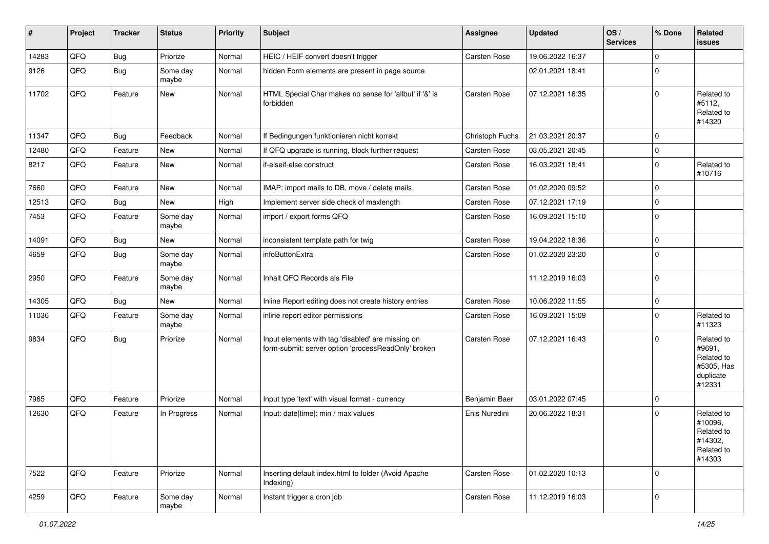| # | Project | Tracker | Status | Priority | Subject | Assignee | Updated | OS / Services | % Done | Related issues |
|---|---|---|---|---|---|---|---|---|---|---|
| 14283 | QFQ | Bug | Priorize | Normal | HEIC / HEIF convert doesn't trigger | Carsten Rose | 19.06.2022 16:37 | | 0 | |
| 9126 | QFQ | Bug | Some day maybe | Normal | hidden Form elements are present in page source | | 02.01.2021 18:41 | | 0 | |
| 11702 | QFQ | Feature | New | Normal | HTML Special Char makes no sense for 'allbut' if '&' is forbidden | Carsten Rose | 07.12.2021 16:35 | | 0 | Related to #5112, Related to #14320 |
| 11347 | QFQ | Bug | Feedback | Normal | If Bedingungen funktionieren nicht korrekt | Christoph Fuchs | 21.03.2021 20:37 | | 0 | |
| 12480 | QFQ | Feature | New | Normal | If QFQ upgrade is running, block further request | Carsten Rose | 03.05.2021 20:45 | | 0 | |
| 8217 | QFQ | Feature | New | Normal | if-elseif-else construct | Carsten Rose | 16.03.2021 18:41 | | 0 | Related to #10716 |
| 7660 | QFQ | Feature | New | Normal | IMAP: import mails to DB, move / delete mails | Carsten Rose | 01.02.2020 09:52 | | 0 | |
| 12513 | QFQ | Bug | New | High | Implement server side check of maxlength | Carsten Rose | 07.12.2021 17:19 | | 0 | |
| 7453 | QFQ | Feature | Some day maybe | Normal | import / export forms QFQ | Carsten Rose | 16.09.2021 15:10 | | 0 | |
| 14091 | QFQ | Bug | New | Normal | inconsistent template path for twig | Carsten Rose | 19.04.2022 18:36 | | 0 | |
| 4659 | QFQ | Bug | Some day maybe | Normal | infoButtonExtra | Carsten Rose | 01.02.2020 23:20 | | 0 | |
| 2950 | QFQ | Feature | Some day maybe | Normal | Inhalt QFQ Records als File | | 11.12.2019 16:03 | | 0 | |
| 14305 | QFQ | Bug | New | Normal | Inline Report editing does not create history entries | Carsten Rose | 10.06.2022 11:55 | | 0 | |
| 11036 | QFQ | Feature | Some day maybe | Normal | inline report editor permissions | Carsten Rose | 16.09.2021 15:09 | | 0 | Related to #11323 |
| 9834 | QFQ | Bug | Priorize | Normal | Input elements with tag 'disabled' are missing on form-submit: server option 'processReadOnly' broken | Carsten Rose | 07.12.2021 16:43 | | 0 | Related to #9691, Related to #5305, Has duplicate #12331 |
| 7965 | QFQ | Feature | Priorize | Normal | Input type 'text' with visual format - currency | Benjamin Baer | 03.01.2022 07:45 | | 0 | |
| 12630 | QFQ | Feature | In Progress | Normal | Input: date[time]: min / max values | Enis Nuredini | 20.06.2022 18:31 | | 0 | Related to #10096, Related to #14302, Related to #14303 |
| 7522 | QFQ | Feature | Priorize | Normal | Inserting default index.html to folder (Avoid Apache Indexing) | Carsten Rose | 01.02.2020 10:13 | | 0 | |
| 4259 | QFQ | Feature | Some day maybe | Normal | Instant trigger a cron job | Carsten Rose | 11.12.2019 16:03 | | 0 | |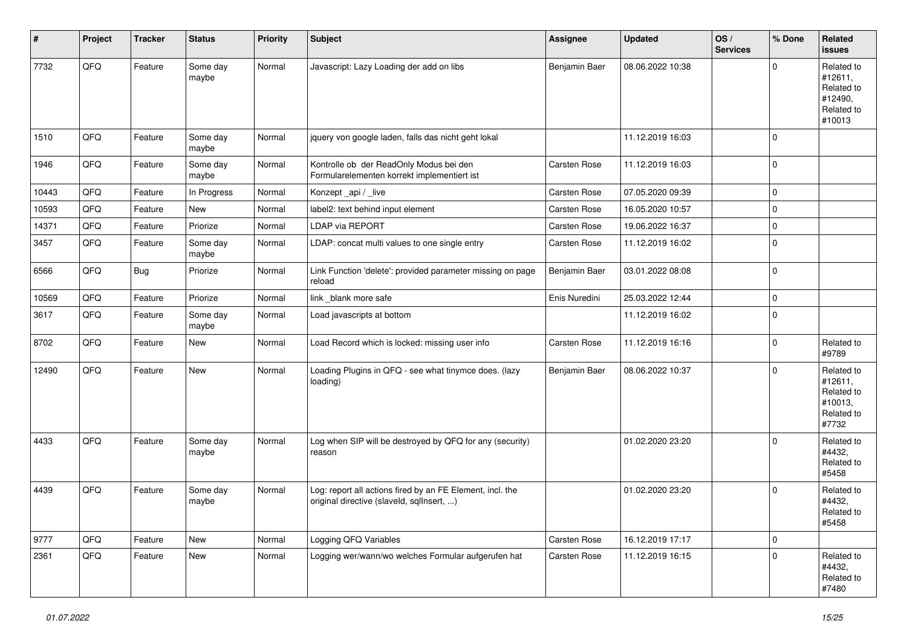| # | Project | Tracker | Status | Priority | Subject | Assignee | Updated | OS / Services | % Done | Related issues |
|---|---|---|---|---|---|---|---|---|---|---|
| 7732 | QFQ | Feature | Some day maybe | Normal | Javascript: Lazy Loading der add on libs | Benjamin Baer | 08.06.2022 10:38 | | 0 | Related to #12611, Related to #12490, Related to #10013 |
| 1510 | QFQ | Feature | Some day maybe | Normal | jquery von google laden, falls das nicht geht lokal | | 11.12.2019 16:03 | | 0 | |
| 1946 | QFQ | Feature | Some day maybe | Normal | Kontrolle ob der ReadOnly Modus bei den Formularelementen korrekt implementiert ist | Carsten Rose | 11.12.2019 16:03 | | 0 | |
| 10443 | QFQ | Feature | In Progress | Normal | Konzept _api / _live | Carsten Rose | 07.05.2020 09:39 | | 0 | |
| 10593 | QFQ | Feature | New | Normal | label2: text behind input element | Carsten Rose | 16.05.2020 10:57 | | 0 | |
| 14371 | QFQ | Feature | Priorize | Normal | LDAP via REPORT | Carsten Rose | 19.06.2022 16:37 | | 0 | |
| 3457 | QFQ | Feature | Some day maybe | Normal | LDAP: concat multi values to one single entry | Carsten Rose | 11.12.2019 16:02 | | 0 | |
| 6566 | QFQ | Bug | Priorize | Normal | Link Function 'delete': provided parameter missing on page reload | Benjamin Baer | 03.01.2022 08:08 | | 0 | |
| 10569 | QFQ | Feature | Priorize | Normal | link _blank more safe | Enis Nuredini | 25.03.2022 12:44 | | 0 | |
| 3617 | QFQ | Feature | Some day maybe | Normal | Load javascripts at bottom | | 11.12.2019 16:02 | | 0 | |
| 8702 | QFQ | Feature | New | Normal | Load Record which is locked: missing user info | Carsten Rose | 11.12.2019 16:16 | | 0 | Related to #9789 |
| 12490 | QFQ | Feature | New | Normal | Loading Plugins in QFQ - see what tinymce does. (lazy loading) | Benjamin Baer | 08.06.2022 10:37 | | 0 | Related to #12611, Related to #10013, Related to #7732 |
| 4433 | QFQ | Feature | Some day maybe | Normal | Log when SIP will be destroyed by QFQ for any (security) reason | | 01.02.2020 23:20 | | 0 | Related to #4432, Related to #5458 |
| 4439 | QFQ | Feature | Some day maybe | Normal | Log: report all actions fired by an FE Element, incl. the original directive (slaveId, sqlInsert, ...) | | 01.02.2020 23:20 | | 0 | Related to #4432, Related to #5458 |
| 9777 | QFQ | Feature | New | Normal | Logging QFQ Variables | Carsten Rose | 16.12.2019 17:17 | | 0 | |
| 2361 | QFQ | Feature | New | Normal | Logging wer/wann/wo welches Formular aufgerufen hat | Carsten Rose | 11.12.2019 16:15 | | 0 | Related to #4432, Related to #7480 |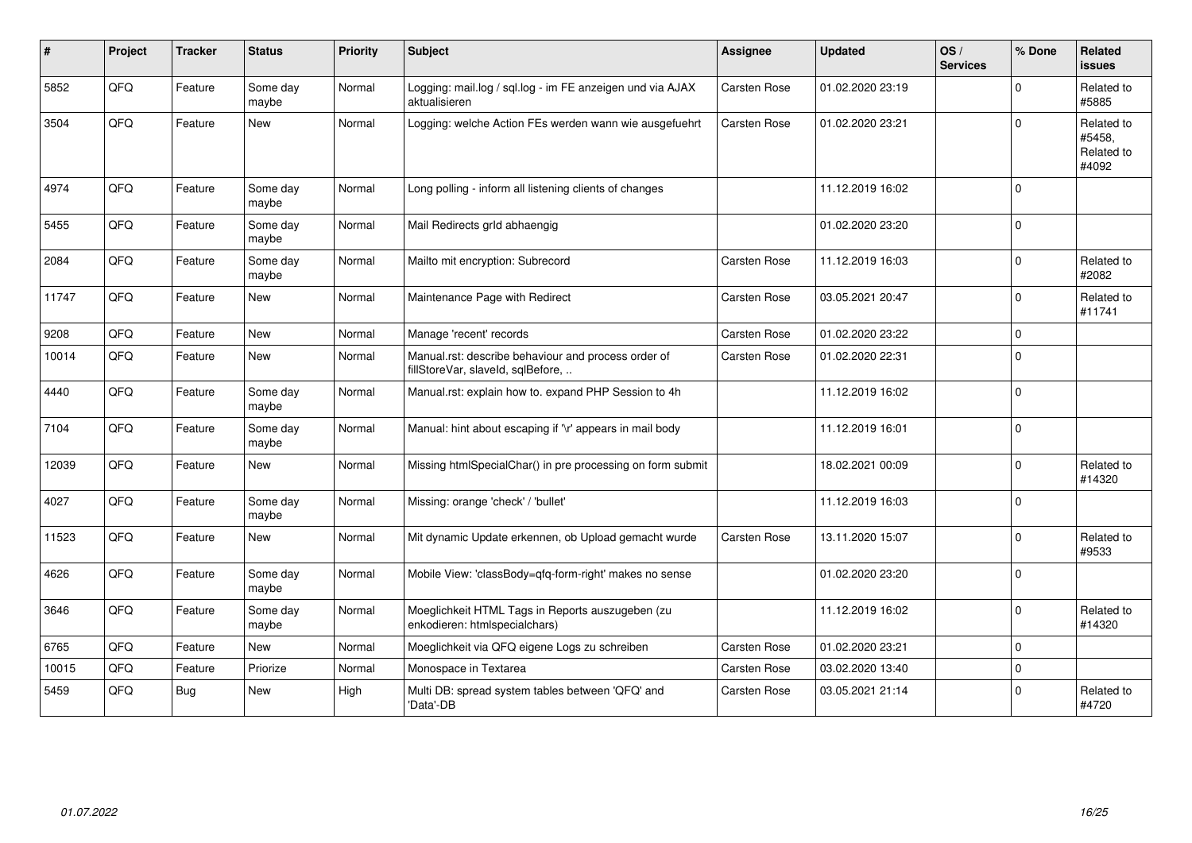| # | Project | Tracker | Status | Priority | Subject | Assignee | Updated | OS / Services | % Done | Related issues |
|---|---|---|---|---|---|---|---|---|---|---|
| 5852 | QFQ | Feature | Some day maybe | Normal | Logging: mail.log / sql.log - im FE anzeigen und via AJAX aktualisieren | Carsten Rose | 01.02.2020 23:19 | | 0 | Related to #5885 |
| 3504 | QFQ | Feature | New | Normal | Logging: welche Action FEs werden wann wie ausgefuehrt | Carsten Rose | 01.02.2020 23:21 | | 0 | Related to #5458, Related to #4092 |
| 4974 | QFQ | Feature | Some day maybe | Normal | Long polling - inform all listening clients of changes | | 11.12.2019 16:02 | | 0 | |
| 5455 | QFQ | Feature | Some day maybe | Normal | Mail Redirects grId abhaengig | | 01.02.2020 23:20 | | 0 | |
| 2084 | QFQ | Feature | Some day maybe | Normal | Mailto mit encryption: Subrecord | Carsten Rose | 11.12.2019 16:03 | | 0 | Related to #2082 |
| 11747 | QFQ | Feature | New | Normal | Maintenance Page with Redirect | Carsten Rose | 03.05.2021 20:47 | | 0 | Related to #11741 |
| 9208 | QFQ | Feature | New | Normal | Manage 'recent' records | Carsten Rose | 01.02.2020 23:22 | | 0 | |
| 10014 | QFQ | Feature | New | Normal | Manual.rst: describe behaviour and process order of fillStoreVar, slaveId, sqlBefore, .. | Carsten Rose | 01.02.2020 22:31 | | 0 | |
| 4440 | QFQ | Feature | Some day maybe | Normal | Manual.rst: explain how to. expand PHP Session to 4h | | 11.12.2019 16:02 | | 0 | |
| 7104 | QFQ | Feature | Some day maybe | Normal | Manual: hint about escaping if '\r' appears in mail body | | 11.12.2019 16:01 | | 0 | |
| 12039 | QFQ | Feature | New | Normal | Missing htmlSpecialChar() in pre processing on form submit | | 18.02.2021 00:09 | | 0 | Related to #14320 |
| 4027 | QFQ | Feature | Some day maybe | Normal | Missing: orange 'check' / 'bullet' | | 11.12.2019 16:03 | | 0 | |
| 11523 | QFQ | Feature | New | Normal | Mit dynamic Update erkennen, ob Upload gemacht wurde | Carsten Rose | 13.11.2020 15:07 | | 0 | Related to #9533 |
| 4626 | QFQ | Feature | Some day maybe | Normal | Mobile View: 'classBody=qfq-form-right' makes no sense | | 01.02.2020 23:20 | | 0 | |
| 3646 | QFQ | Feature | Some day maybe | Normal | Moeglichkeit HTML Tags in Reports auszugeben (zu enkodieren: htmlspecialchars) | | 11.12.2019 16:02 | | 0 | Related to #14320 |
| 6765 | QFQ | Feature | New | Normal | Moeglichkeit via QFQ eigene Logs zu schreiben | Carsten Rose | 01.02.2020 23:21 | | 0 | |
| 10015 | QFQ | Feature | Priorize | Normal | Monospace in Textarea | Carsten Rose | 03.02.2020 13:40 | | 0 | |
| 5459 | QFQ | Bug | New | High | Multi DB: spread system tables between 'QFQ' and 'Data'-DB | Carsten Rose | 03.05.2021 21:14 | | 0 | Related to #4720 |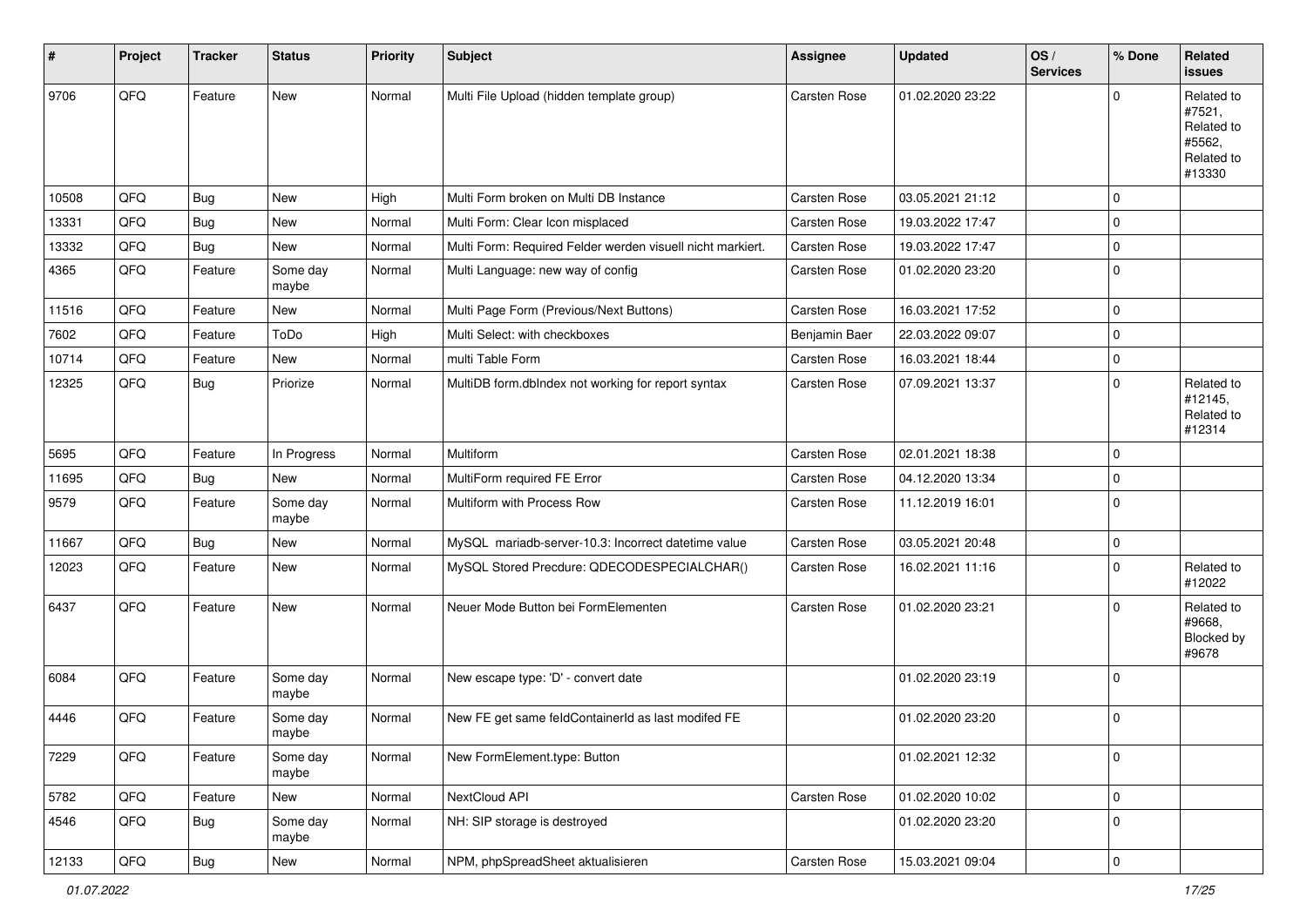| # | Project | Tracker | Status | Priority | Subject | Assignee | Updated | OS / Services | % Done | Related issues |
|---|---|---|---|---|---|---|---|---|---|---|
| 9706 | QFQ | Feature | New | Normal | Multi File Upload (hidden template group) | Carsten Rose | 01.02.2020 23:22 | | 0 | Related to #7521, Related to #5562, Related to #13330 |
| 10508 | QFQ | Bug | New | High | Multi Form broken on Multi DB Instance | Carsten Rose | 03.05.2021 21:12 | | 0 | |
| 13331 | QFQ | Bug | New | Normal | Multi Form: Clear Icon misplaced | Carsten Rose | 19.03.2022 17:47 | | 0 | |
| 13332 | QFQ | Bug | New | Normal | Multi Form: Required Felder werden visuell nicht markiert. | Carsten Rose | 19.03.2022 17:47 | | 0 | |
| 4365 | QFQ | Feature | Some day maybe | Normal | Multi Language: new way of config | Carsten Rose | 01.02.2020 23:20 | | 0 | |
| 11516 | QFQ | Feature | New | Normal | Multi Page Form (Previous/Next Buttons) | Carsten Rose | 16.03.2021 17:52 | | 0 | |
| 7602 | QFQ | Feature | ToDo | High | Multi Select: with checkboxes | Benjamin Baer | 22.03.2022 09:07 | | 0 | |
| 10714 | QFQ | Feature | New | Normal | multi Table Form | Carsten Rose | 16.03.2021 18:44 | | 0 | |
| 12325 | QFQ | Bug | Priorize | Normal | MultiDB form.dbIndex not working for report syntax | Carsten Rose | 07.09.2021 13:37 | | 0 | Related to #12145, Related to #12314 |
| 5695 | QFQ | Feature | In Progress | Normal | Multiform | Carsten Rose | 02.01.2021 18:38 | | 0 | |
| 11695 | QFQ | Bug | New | Normal | MultiForm required FE Error | Carsten Rose | 04.12.2020 13:34 | | 0 | |
| 9579 | QFQ | Feature | Some day maybe | Normal | Multiform with Process Row | Carsten Rose | 11.12.2019 16:01 | | 0 | |
| 11667 | QFQ | Bug | New | Normal | MySQL mariadb-server-10.3: Incorrect datetime value | Carsten Rose | 03.05.2021 20:48 | | 0 | |
| 12023 | QFQ | Feature | New | Normal | MySQL Stored Precdure: QDECODESPECIALCHAR() | Carsten Rose | 16.02.2021 11:16 | | 0 | Related to #12022 |
| 6437 | QFQ | Feature | New | Normal | Neuer Mode Button bei FormElementen | Carsten Rose | 01.02.2020 23:21 | | 0 | Related to #9668, Blocked by #9678 |
| 6084 | QFQ | Feature | Some day maybe | Normal | New escape type: 'D' - convert date | | 01.02.2020 23:19 | | 0 | |
| 4446 | QFQ | Feature | Some day maybe | Normal | New FE get same feldContainerId as last modifed FE | | 01.02.2020 23:20 | | 0 | |
| 7229 | QFQ | Feature | Some day maybe | Normal | New FormElement.type: Button | | 01.02.2021 12:32 | | 0 | |
| 5782 | QFQ | Feature | New | Normal | NextCloud API | Carsten Rose | 01.02.2020 10:02 | | 0 | |
| 4546 | QFQ | Bug | Some day maybe | Normal | NH: SIP storage is destroyed | | 01.02.2020 23:20 | | 0 | |
| 12133 | QFQ | Bug | New | Normal | NPM, phpSpreadSheet aktualisieren | Carsten Rose | 15.03.2021 09:04 | | 0 | |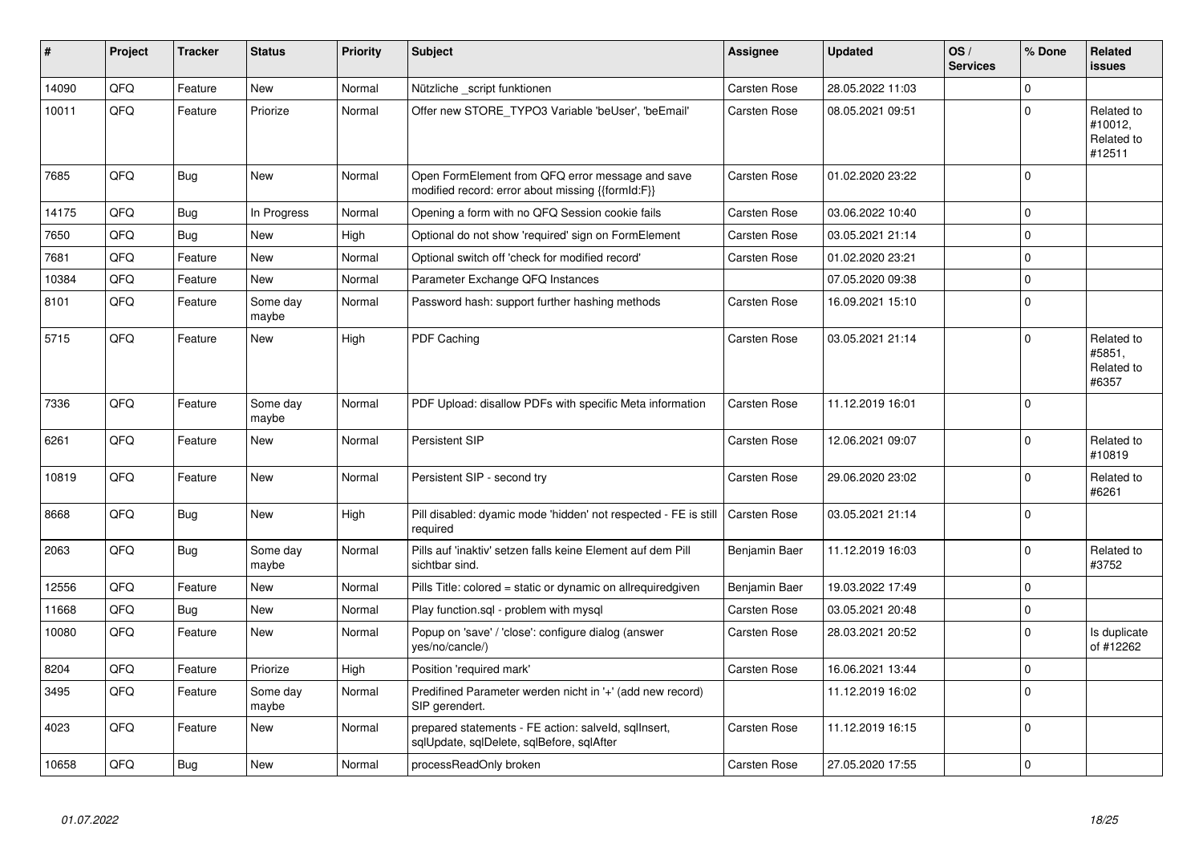| # | Project | Tracker | Status | Priority | Subject | Assignee | Updated | OS / Services | % Done | Related issues |
|---|---|---|---|---|---|---|---|---|---|---|
| 14090 | QFQ | Feature | New | Normal | Nützliche _script funktionen | Carsten Rose | 28.05.2022 11:03 | | 0 | |
| 10011 | QFQ | Feature | Priorize | Normal | Offer new STORE_TYPO3 Variable 'beUser', 'beEmail' | Carsten Rose | 08.05.2021 09:51 | | 0 | Related to #10012, Related to #12511 |
| 7685 | QFQ | Bug | New | Normal | Open FormElement from QFQ error message and save modified record: error about missing {{formId:F}} | Carsten Rose | 01.02.2020 23:22 | | 0 | |
| 14175 | QFQ | Bug | In Progress | Normal | Opening a form with no QFQ Session cookie fails | Carsten Rose | 03.06.2022 10:40 | | 0 | |
| 7650 | QFQ | Bug | New | High | Optional do not show 'required' sign on FormElement | Carsten Rose | 03.05.2021 21:14 | | 0 | |
| 7681 | QFQ | Feature | New | Normal | Optional switch off 'check for modified record' | Carsten Rose | 01.02.2020 23:21 | | 0 | |
| 10384 | QFQ | Feature | New | Normal | Parameter Exchange QFQ Instances | | 07.05.2020 09:38 | | 0 | |
| 8101 | QFQ | Feature | Some day maybe | Normal | Password hash: support further hashing methods | Carsten Rose | 16.09.2021 15:10 | | 0 | |
| 5715 | QFQ | Feature | New | High | PDF Caching | Carsten Rose | 03.05.2021 21:14 | | 0 | Related to #5851, Related to #6357 |
| 7336 | QFQ | Feature | Some day maybe | Normal | PDF Upload: disallow PDFs with specific Meta information | Carsten Rose | 11.12.2019 16:01 | | 0 | |
| 6261 | QFQ | Feature | New | Normal | Persistent SIP | Carsten Rose | 12.06.2021 09:07 | | 0 | Related to #10819 |
| 10819 | QFQ | Feature | New | Normal | Persistent SIP - second try | Carsten Rose | 29.06.2020 23:02 | | 0 | Related to #6261 |
| 8668 | QFQ | Bug | New | High | Pill disabled: dyamic mode 'hidden' not respected - FE is still required | Carsten Rose | 03.05.2021 21:14 | | 0 | |
| 2063 | QFQ | Bug | Some day maybe | Normal | Pills auf 'inaktiv' setzen falls keine Element auf dem Pill sichtbar sind. | Benjamin Baer | 11.12.2019 16:03 | | 0 | Related to #3752 |
| 12556 | QFQ | Feature | New | Normal | Pills Title: colored = static or dynamic on allrequiredgiven | Benjamin Baer | 19.03.2022 17:49 | | 0 | |
| 11668 | QFQ | Bug | New | Normal | Play function.sql - problem with mysql | Carsten Rose | 03.05.2021 20:48 | | 0 | |
| 10080 | QFQ | Feature | New | Normal | Popup on 'save' / 'close': configure dialog (answer yes/no/cancle/) | Carsten Rose | 28.03.2021 20:52 | | 0 | Is duplicate of #12262 |
| 8204 | QFQ | Feature | Priorize | High | Position 'required mark' | Carsten Rose | 16.06.2021 13:44 | | 0 | |
| 3495 | QFQ | Feature | Some day maybe | Normal | Predifined Parameter werden nicht in '+' (add new record) SIP gerendert. | | 11.12.2019 16:02 | | 0 | |
| 4023 | QFQ | Feature | New | Normal | prepared statements - FE action: salveld, sqlInsert, sqlUpdate, sqlDelete, sqlBefore, sqlAfter | Carsten Rose | 11.12.2019 16:15 | | 0 | |
| 10658 | QFQ | Bug | New | Normal | processReadOnly broken | Carsten Rose | 27.05.2020 17:55 | | 0 | |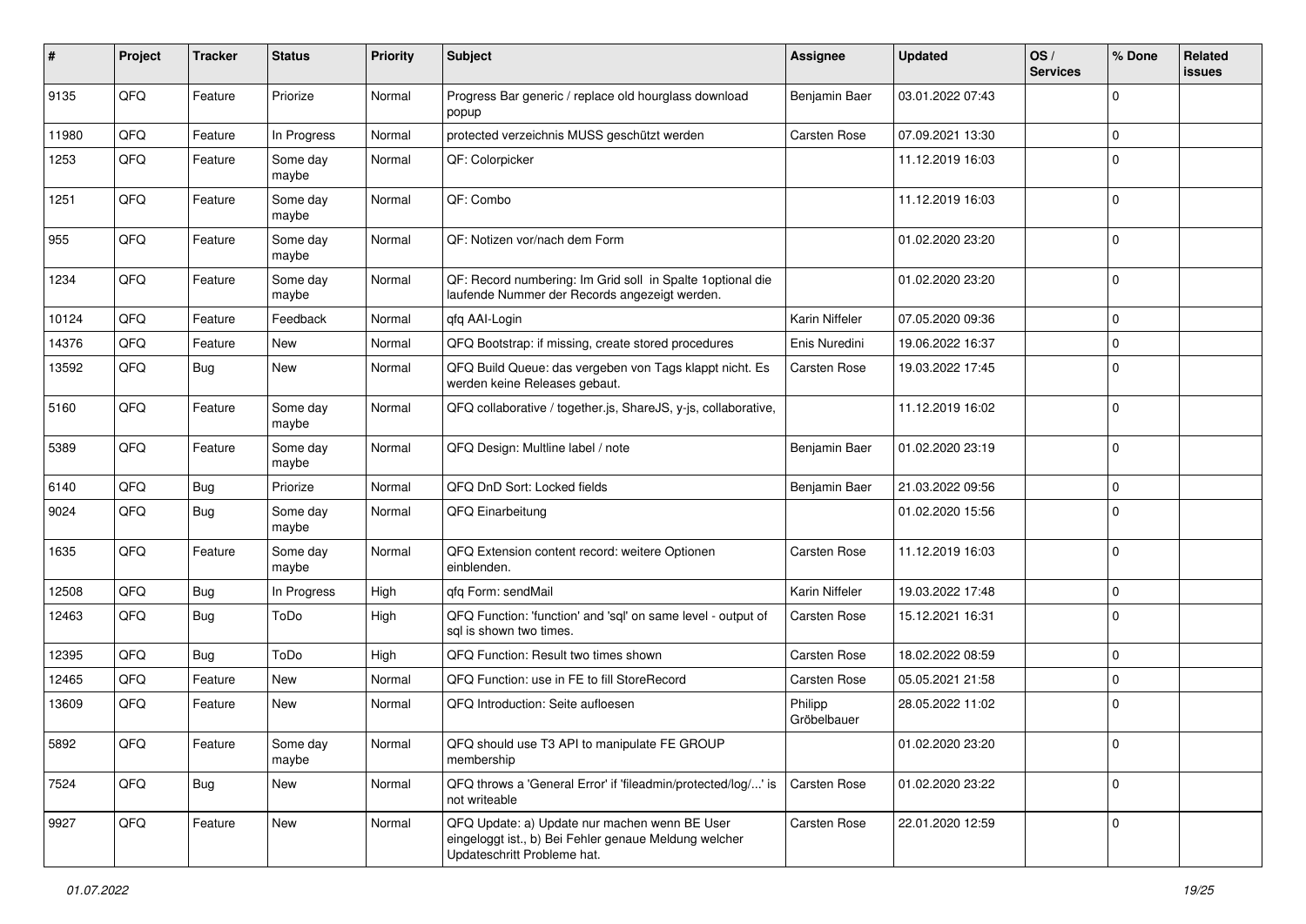| # | Project | Tracker | Status | Priority | Subject | Assignee | Updated | OS / Services | % Done | Related issues |
|---|---|---|---|---|---|---|---|---|---|---|
| 9135 | QFQ | Feature | Priorize | Normal | Progress Bar generic / replace old hourglass download popup | Benjamin Baer | 03.01.2022 07:43 | | 0 | |
| 11980 | QFQ | Feature | In Progress | Normal | protected verzeichnis MUSS geschützt werden | Carsten Rose | 07.09.2021 13:30 | | 0 | |
| 1253 | QFQ | Feature | Some day maybe | Normal | QF: Colorpicker | | 11.12.2019 16:03 | | 0 | |
| 1251 | QFQ | Feature | Some day maybe | Normal | QF: Combo | | 11.12.2019 16:03 | | 0 | |
| 955 | QFQ | Feature | Some day maybe | Normal | QF: Notizen vor/nach dem Form | | 01.02.2020 23:20 | | 0 | |
| 1234 | QFQ | Feature | Some day maybe | Normal | QF: Record numbering: Im Grid soll in Spalte 1optional die laufende Nummer der Records angezeigt werden. | | 01.02.2020 23:20 | | 0 | |
| 10124 | QFQ | Feature | Feedback | Normal | qfq AAI-Login | Karin Niffeler | 07.05.2020 09:36 | | 0 | |
| 14376 | QFQ | Feature | New | Normal | QFQ Bootstrap: if missing, create stored procedures | Enis Nuredini | 19.06.2022 16:37 | | 0 | |
| 13592 | QFQ | Bug | New | Normal | QFQ Build Queue: das vergeben von Tags klappt nicht. Es werden keine Releases gebaut. | Carsten Rose | 19.03.2022 17:45 | | 0 | |
| 5160 | QFQ | Feature | Some day maybe | Normal | QFQ collaborative / together.js, ShareJS, y-js, collaborative, | | 11.12.2019 16:02 | | 0 | |
| 5389 | QFQ | Feature | Some day maybe | Normal | QFQ Design: Multline label / note | Benjamin Baer | 01.02.2020 23:19 | | 0 | |
| 6140 | QFQ | Bug | Priorize | Normal | QFQ DnD Sort: Locked fields | Benjamin Baer | 21.03.2022 09:56 | | 0 | |
| 9024 | QFQ | Bug | Some day maybe | Normal | QFQ Einarbeitung | | 01.02.2020 15:56 | | 0 | |
| 1635 | QFQ | Feature | Some day maybe | Normal | QFQ Extension content record: weitere Optionen einblenden. | Carsten Rose | 11.12.2019 16:03 | | 0 | |
| 12508 | QFQ | Bug | In Progress | High | qfq Form: sendMail | Karin Niffeler | 19.03.2022 17:48 | | 0 | |
| 12463 | QFQ | Bug | ToDo | High | QFQ Function: 'function' and 'sql' on same level - output of sql is shown two times. | Carsten Rose | 15.12.2021 16:31 | | 0 | |
| 12395 | QFQ | Bug | ToDo | High | QFQ Function: Result two times shown | Carsten Rose | 18.02.2022 08:59 | | 0 | |
| 12465 | QFQ | Feature | New | Normal | QFQ Function: use in FE to fill StoreRecord | Carsten Rose | 05.05.2021 21:58 | | 0 | |
| 13609 | QFQ | Feature | New | Normal | QFQ Introduction: Seite aufloesen | Philipp Gröbelbauer | 28.05.2022 11:02 | | 0 | |
| 5892 | QFQ | Feature | Some day maybe | Normal | QFQ should use T3 API to manipulate FE GROUP membership | | 01.02.2020 23:20 | | 0 | |
| 7524 | QFQ | Bug | New | Normal | QFQ throws a 'General Error' if 'fileadmin/protected/log/...' is not writeable | Carsten Rose | 01.02.2020 23:22 | | 0 | |
| 9927 | QFQ | Feature | New | Normal | QFQ Update: a) Update nur machen wenn BE User eingeloggt ist., b) Bei Fehler genaue Meldung welcher Updateschritt Probleme hat. | Carsten Rose | 22.01.2020 12:59 | | 0 | |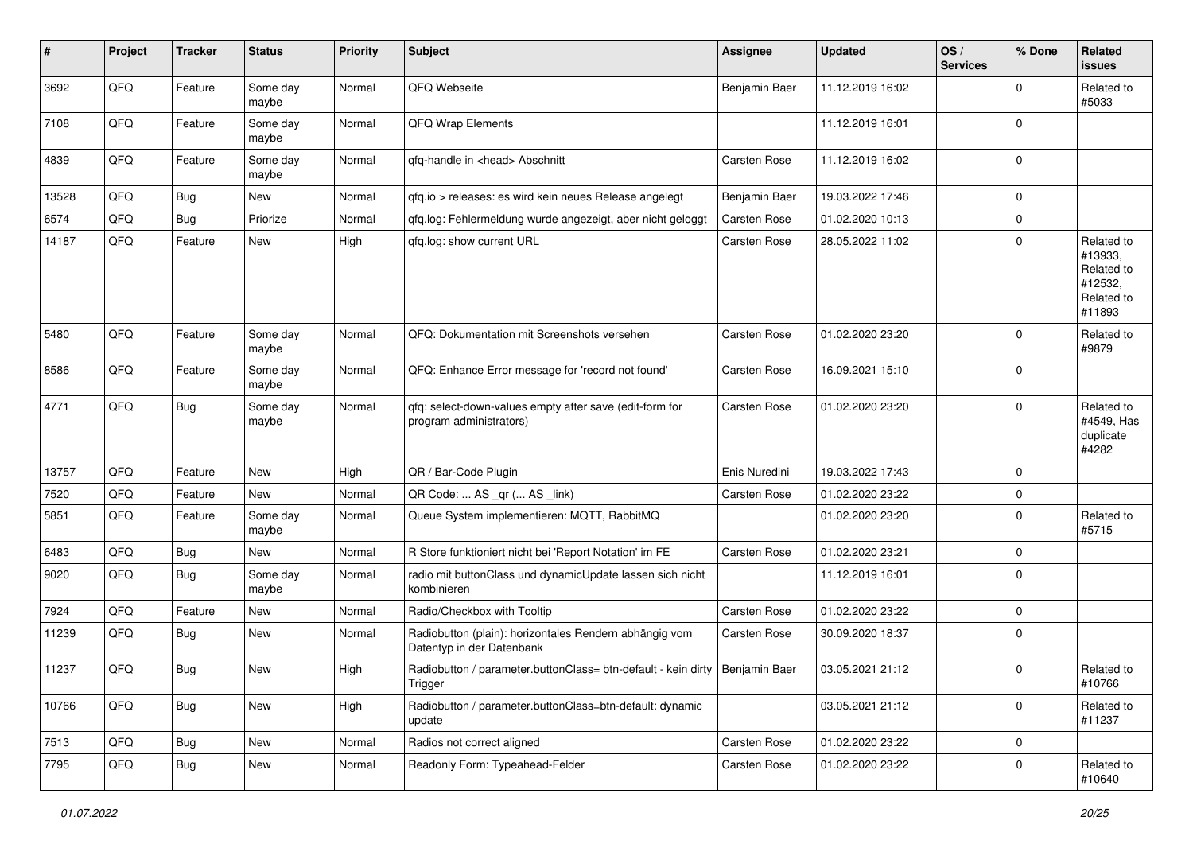| # | Project | Tracker | Status | Priority | Subject | Assignee | Updated | OS / Services | % Done | Related issues |
|---|---|---|---|---|---|---|---|---|---|---|
| 3692 | QFQ | Feature | Some day maybe | Normal | QFQ Webseite | Benjamin Baer | 11.12.2019 16:02 | | 0 | Related to #5033 |
| 7108 | QFQ | Feature | Some day maybe | Normal | QFQ Wrap Elements | | 11.12.2019 16:01 | | 0 | |
| 4839 | QFQ | Feature | Some day maybe | Normal | qfq-handle in <head> Abschnitt | Carsten Rose | 11.12.2019 16:02 | | 0 | |
| 13528 | QFQ | Bug | New | Normal | qfq.io > releases: es wird kein neues Release angelegt | Benjamin Baer | 19.03.2022 17:46 | | 0 | |
| 6574 | QFQ | Bug | Priorize | Normal | qfq.log: Fehlermeldung wurde angezeigt, aber nicht geloggt | Carsten Rose | 01.02.2020 10:13 | | 0 | |
| 14187 | QFQ | Feature | New | High | qfq.log: show current URL | Carsten Rose | 28.05.2022 11:02 | | 0 | Related to #13933, Related to #12532, Related to #11893 |
| 5480 | QFQ | Feature | Some day maybe | Normal | QFQ: Dokumentation mit Screenshots versehen | Carsten Rose | 01.02.2020 23:20 | | 0 | Related to #9879 |
| 8586 | QFQ | Feature | Some day maybe | Normal | QFQ: Enhance Error message for 'record not found' | Carsten Rose | 16.09.2021 15:10 | | 0 | |
| 4771 | QFQ | Bug | Some day maybe | Normal | qfq: select-down-values empty after save (edit-form for program administrators) | Carsten Rose | 01.02.2020 23:20 | | 0 | Related to #4549, Has duplicate #4282 |
| 13757 | QFQ | Feature | New | High | QR / Bar-Code Plugin | Enis Nuredini | 19.03.2022 17:43 | | 0 | |
| 7520 | QFQ | Feature | New | Normal | QR Code: ... AS _qr (... AS _link) | Carsten Rose | 01.02.2020 23:22 | | 0 | |
| 5851 | QFQ | Feature | Some day maybe | Normal | Queue System implementieren: MQTT, RabbitMQ | | 01.02.2020 23:20 | | 0 | Related to #5715 |
| 6483 | QFQ | Bug | New | Normal | R Store funktioniert nicht bei 'Report Notation' im FE | Carsten Rose | 01.02.2020 23:21 | | 0 | |
| 9020 | QFQ | Bug | Some day maybe | Normal | radio mit buttonClass und dynamicUpdate lassen sich nicht kombinieren | | 11.12.2019 16:01 | | 0 | |
| 7924 | QFQ | Feature | New | Normal | Radio/Checkbox with Tooltip | Carsten Rose | 01.02.2020 23:22 | | 0 | |
| 11239 | QFQ | Bug | New | Normal | Radiobutton (plain): horizontales Rendern abhängig vom Datentyp in der Datenbank | Carsten Rose | 30.09.2020 18:37 | | 0 | |
| 11237 | QFQ | Bug | New | High | Radiobutton / parameter.buttonClass= btn-default - kein dirty Trigger | Benjamin Baer | 03.05.2021 21:12 | | 0 | Related to #10766 |
| 10766 | QFQ | Bug | New | High | Radiobutton / parameter.buttonClass=btn-default: dynamic update | | 03.05.2021 21:12 | | 0 | Related to #11237 |
| 7513 | QFQ | Bug | New | Normal | Radios not correct aligned | Carsten Rose | 01.02.2020 23:22 | | 0 | |
| 7795 | QFQ | Bug | New | Normal | Readonly Form: Typeahead-Felder | Carsten Rose | 01.02.2020 23:22 | | 0 | Related to #10640 |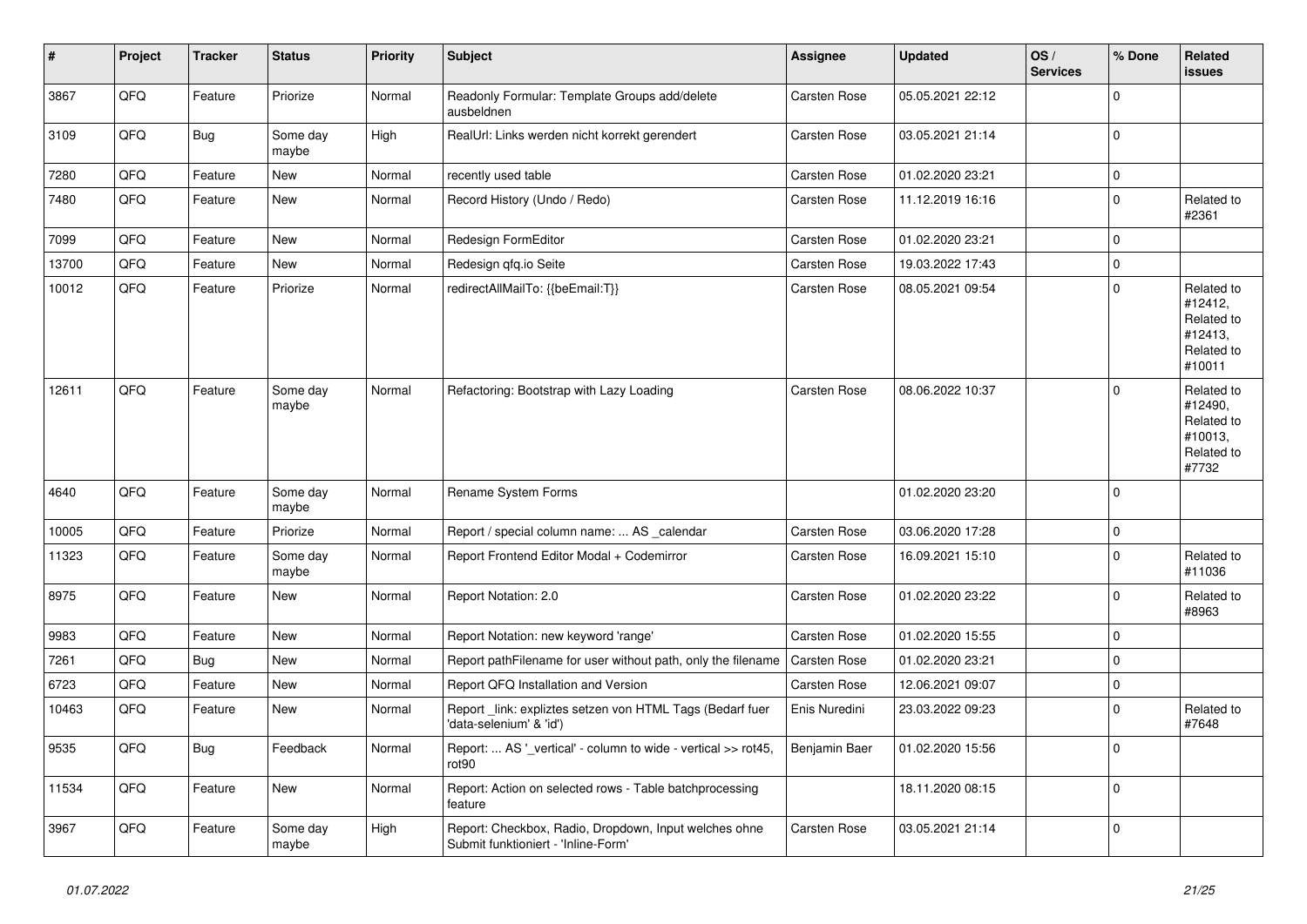| # | Project | Tracker | Status | Priority | Subject | Assignee | Updated | OS / Services | % Done | Related issues |
|---|---|---|---|---|---|---|---|---|---|---|
| 3867 | QFQ | Feature | Priorize | Normal | Readonly Formular: Template Groups add/delete ausbeldnen | Carsten Rose | 05.05.2021 22:12 | | 0 | |
| 3109 | QFQ | Bug | Some day maybe | High | RealUrl: Links werden nicht korrekt gerendert | Carsten Rose | 03.05.2021 21:14 | | 0 | |
| 7280 | QFQ | Feature | New | Normal | recently used table | Carsten Rose | 01.02.2020 23:21 | | 0 | |
| 7480 | QFQ | Feature | New | Normal | Record History (Undo / Redo) | Carsten Rose | 11.12.2019 16:16 | | 0 | Related to #2361 |
| 7099 | QFQ | Feature | New | Normal | Redesign FormEditor | Carsten Rose | 01.02.2020 23:21 | | 0 | |
| 13700 | QFQ | Feature | New | Normal | Redesign qfq.io Seite | Carsten Rose | 19.03.2022 17:43 | | 0 | |
| 10012 | QFQ | Feature | Priorize | Normal | redirectAllMailTo: {{beEmail:T}} | Carsten Rose | 08.05.2021 09:54 | | 0 | Related to #12412, Related to #12413, Related to #10011 |
| 12611 | QFQ | Feature | Some day maybe | Normal | Refactoring: Bootstrap with Lazy Loading | Carsten Rose | 08.06.2022 10:37 | | 0 | Related to #12490, Related to #10013, Related to #7732 |
| 4640 | QFQ | Feature | Some day maybe | Normal | Rename System Forms | | 01.02.2020 23:20 | | 0 | |
| 10005 | QFQ | Feature | Priorize | Normal | Report / special column name: ... AS _calendar | Carsten Rose | 03.06.2020 17:28 | | 0 | |
| 11323 | QFQ | Feature | Some day maybe | Normal | Report Frontend Editor Modal + Codemirror | Carsten Rose | 16.09.2021 15:10 | | 0 | Related to #11036 |
| 8975 | QFQ | Feature | New | Normal | Report Notation: 2.0 | Carsten Rose | 01.02.2020 23:22 | | 0 | Related to #8963 |
| 9983 | QFQ | Feature | New | Normal | Report Notation: new keyword 'range' | Carsten Rose | 01.02.2020 15:55 | | 0 | |
| 7261 | QFQ | Bug | New | Normal | Report pathFilename for user without path, only the filename | Carsten Rose | 01.02.2020 23:21 | | 0 | |
| 6723 | QFQ | Feature | New | Normal | Report QFQ Installation and Version | Carsten Rose | 12.06.2021 09:07 | | 0 | |
| 10463 | QFQ | Feature | New | Normal | Report _link: expliztes setzen von HTML Tags (Bedarf fuer 'data-selenium' & 'id') | Enis Nuredini | 23.03.2022 09:23 | | 0 | Related to #7648 |
| 9535 | QFQ | Bug | Feedback | Normal | Report: ... AS '_vertical' - column to wide - vertical >> rot45, rot90 | Benjamin Baer | 01.02.2020 15:56 | | 0 | |
| 11534 | QFQ | Feature | New | Normal | Report: Action on selected rows - Table batchprocessing feature | | 18.11.2020 08:15 | | 0 | |
| 3967 | QFQ | Feature | Some day maybe | High | Report: Checkbox, Radio, Dropdown, Input welches ohne Submit funktioniert - 'Inline-Form' | Carsten Rose | 03.05.2021 21:14 | | 0 | |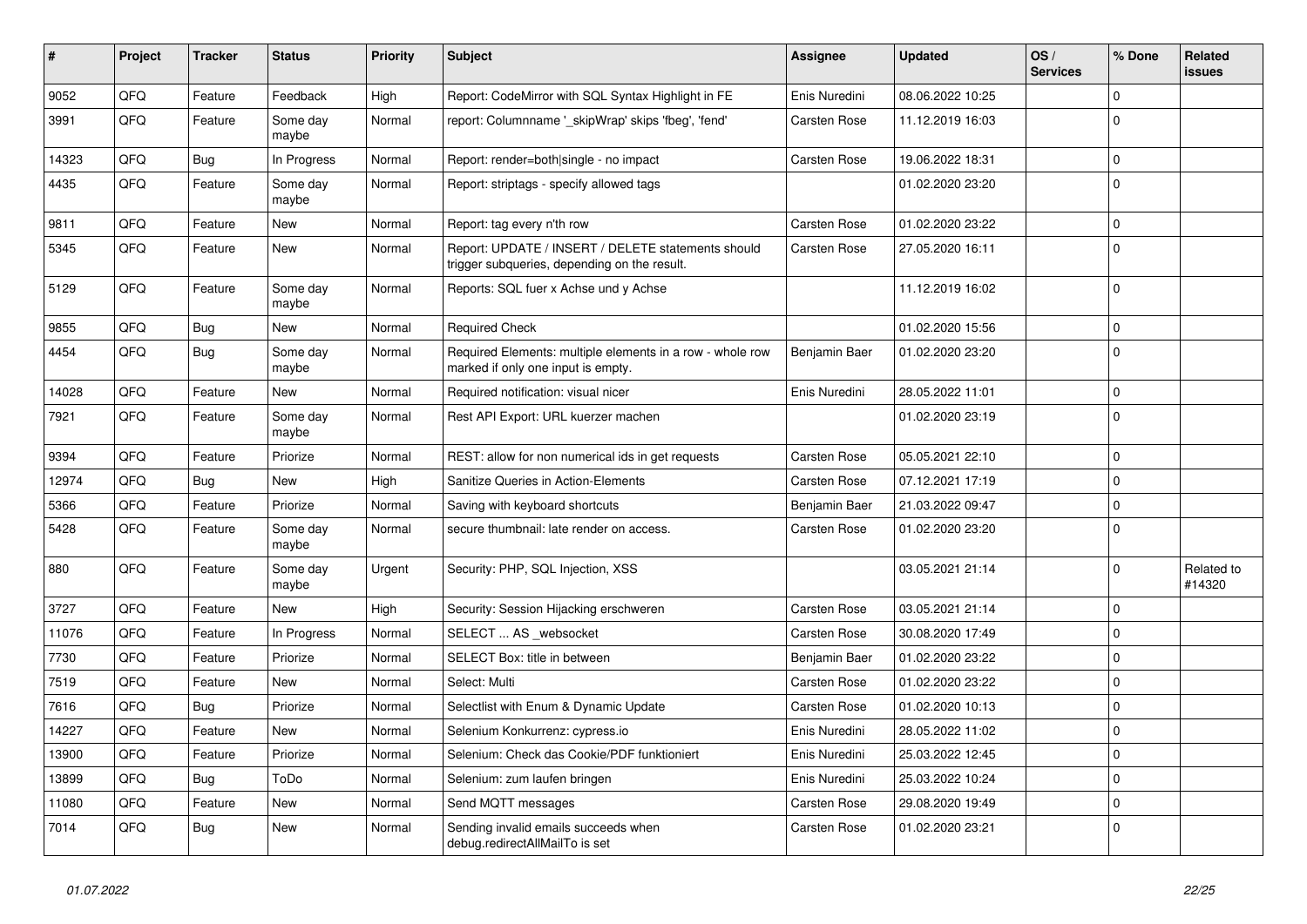| # | Project | Tracker | Status | Priority | Subject | Assignee | Updated | OS / Services | % Done | Related issues |
|---|---|---|---|---|---|---|---|---|---|---|
| 9052 | QFQ | Feature | Feedback | High | Report: CodeMirror with SQL Syntax Highlight in FE | Enis Nuredini | 08.06.2022 10:25 | | 0 | |
| 3991 | QFQ | Feature | Some day maybe | Normal | report: Columnname '_skipWrap' skips 'fbeg', 'fend' | Carsten Rose | 11.12.2019 16:03 | | 0 | |
| 14323 | QFQ | Bug | In Progress | Normal | Report: render=both\|single - no impact | Carsten Rose | 19.06.2022 18:31 | | 0 | |
| 4435 | QFQ | Feature | Some day maybe | Normal | Report: striptags - specify allowed tags | | 01.02.2020 23:20 | | 0 | |
| 9811 | QFQ | Feature | New | Normal | Report: tag every n'th row | Carsten Rose | 01.02.2020 23:22 | | 0 | |
| 5345 | QFQ | Feature | New | Normal | Report: UPDATE / INSERT / DELETE statements should trigger subqueries, depending on the result. | Carsten Rose | 27.05.2020 16:11 | | 0 | |
| 5129 | QFQ | Feature | Some day maybe | Normal | Reports: SQL fuer x Achse und y Achse | | 11.12.2019 16:02 | | 0 | |
| 9855 | QFQ | Bug | New | Normal | Required Check | | 01.02.2020 15:56 | | 0 | |
| 4454 | QFQ | Bug | Some day maybe | Normal | Required Elements: multiple elements in a row - whole row marked if only one input is empty. | Benjamin Baer | 01.02.2020 23:20 | | 0 | |
| 14028 | QFQ | Feature | New | Normal | Required notification: visual nicer | Enis Nuredini | 28.05.2022 11:01 | | 0 | |
| 7921 | QFQ | Feature | Some day maybe | Normal | Rest API Export: URL kuerzer machen | | 01.02.2020 23:19 | | 0 | |
| 9394 | QFQ | Feature | Priorize | Normal | REST: allow for non numerical ids in get requests | Carsten Rose | 05.05.2021 22:10 | | 0 | |
| 12974 | QFQ | Bug | New | High | Sanitize Queries in Action-Elements | Carsten Rose | 07.12.2021 17:19 | | 0 | |
| 5366 | QFQ | Feature | Priorize | Normal | Saving with keyboard shortcuts | Benjamin Baer | 21.03.2022 09:47 | | 0 | |
| 5428 | QFQ | Feature | Some day maybe | Normal | secure thumbnail: late render on access. | Carsten Rose | 01.02.2020 23:20 | | 0 | |
| 880 | QFQ | Feature | Some day maybe | Urgent | Security: PHP, SQL Injection, XSS | | 03.05.2021 21:14 | | 0 | Related to #14320 |
| 3727 | QFQ | Feature | New | High | Security: Session Hijacking erschweren | Carsten Rose | 03.05.2021 21:14 | | 0 | |
| 11076 | QFQ | Feature | In Progress | Normal | SELECT ... AS _websocket | Carsten Rose | 30.08.2020 17:49 | | 0 | |
| 7730 | QFQ | Feature | Priorize | Normal | SELECT Box: title in between | Benjamin Baer | 01.02.2020 23:22 | | 0 | |
| 7519 | QFQ | Feature | New | Normal | Select: Multi | Carsten Rose | 01.02.2020 23:22 | | 0 | |
| 7616 | QFQ | Bug | Priorize | Normal | Selectlist with Enum & Dynamic Update | Carsten Rose | 01.02.2020 10:13 | | 0 | |
| 14227 | QFQ | Feature | New | Normal | Selenium Konkurrenz: cypress.io | Enis Nuredini | 28.05.2022 11:02 | | 0 | |
| 13900 | QFQ | Feature | Priorize | Normal | Selenium: Check das Cookie/PDF funktioniert | Enis Nuredini | 25.03.2022 12:45 | | 0 | |
| 13899 | QFQ | Bug | ToDo | Normal | Selenium: zum laufen bringen | Enis Nuredini | 25.03.2022 10:24 | | 0 | |
| 11080 | QFQ | Feature | New | Normal | Send MQTT messages | Carsten Rose | 29.08.2020 19:49 | | 0 | |
| 7014 | QFQ | Bug | New | Normal | Sending invalid emails succeeds when debug.redirectAllMailTo is set | Carsten Rose | 01.02.2020 23:21 | | 0 | |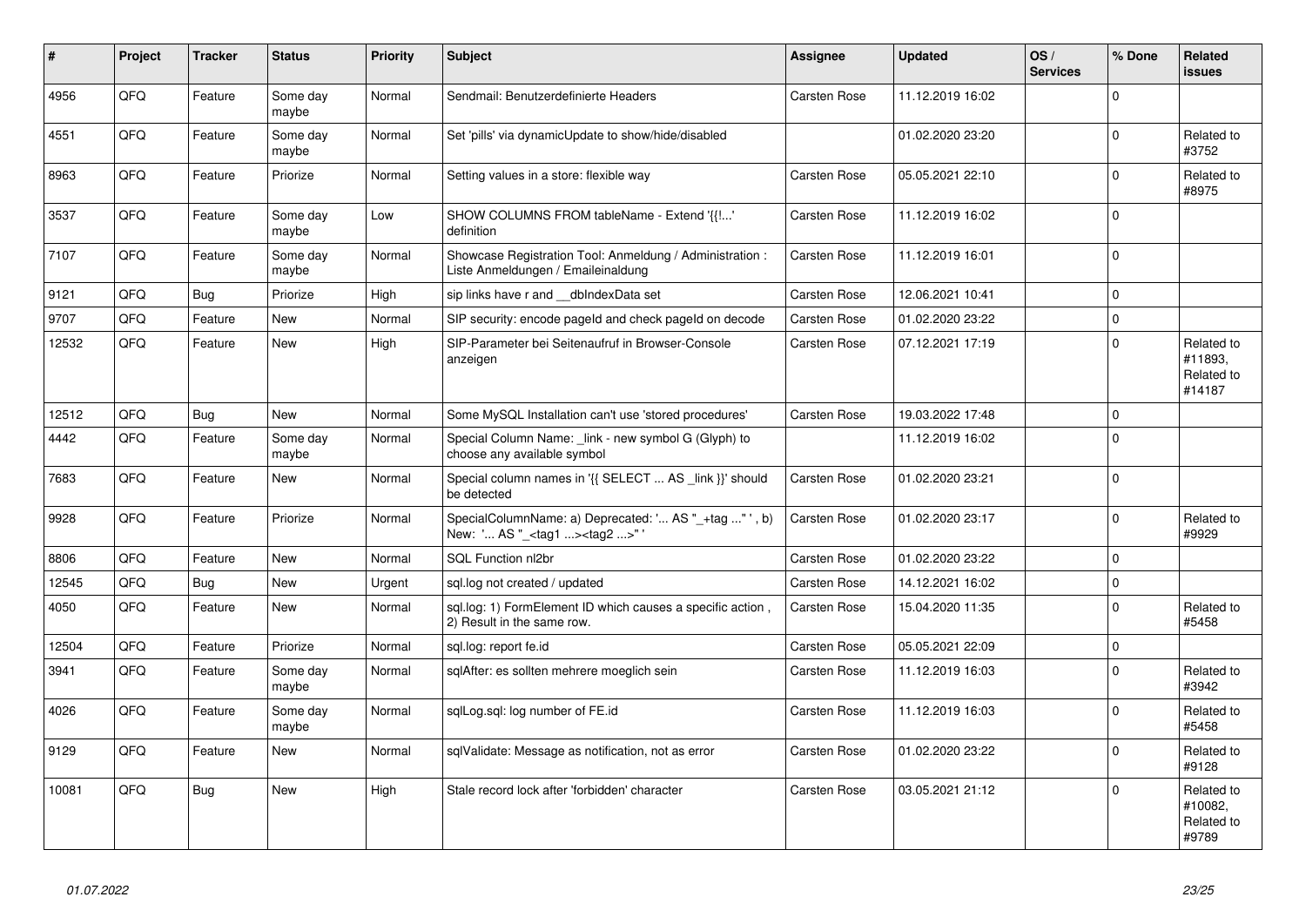| # | Project | Tracker | Status | Priority | Subject | Assignee | Updated | OS / Services | % Done | Related issues |
|---|---|---|---|---|---|---|---|---|---|---|
| 4956 | QFQ | Feature | Some day maybe | Normal | Sendmail: Benutzerdefinierte Headers | Carsten Rose | 11.12.2019 16:02 | | 0 | |
| 4551 | QFQ | Feature | Some day maybe | Normal | Set 'pills' via dynamicUpdate to show/hide/disabled | | 01.02.2020 23:20 | | 0 | Related to #3752 |
| 8963 | QFQ | Feature | Priorize | Normal | Setting values in a store: flexible way | Carsten Rose | 05.05.2021 22:10 | | 0 | Related to #8975 |
| 3537 | QFQ | Feature | Some day maybe | Low | SHOW COLUMNS FROM tableName - Extend '{{!...' definition | Carsten Rose | 11.12.2019 16:02 | | 0 | |
| 7107 | QFQ | Feature | Some day maybe | Normal | Showcase Registration Tool: Anmeldung / Administration : Liste Anmeldungen / Emaileinaldung | Carsten Rose | 11.12.2019 16:01 | | 0 | |
| 9121 | QFQ | Bug | Priorize | High | sip links have r and __dbIndexData set | Carsten Rose | 12.06.2021 10:41 | | 0 | |
| 9707 | QFQ | Feature | New | Normal | SIP security: encode pageId and check pageId on decode | Carsten Rose | 01.02.2020 23:22 | | 0 | |
| 12532 | QFQ | Feature | New | High | SIP-Parameter bei Seitenaufruf in Browser-Console anzeigen | Carsten Rose | 07.12.2021 17:19 | | 0 | Related to #11893, Related to #14187 |
| 12512 | QFQ | Bug | New | Normal | Some MySQL Installation can't use 'stored procedures' | Carsten Rose | 19.03.2022 17:48 | | 0 | |
| 4442 | QFQ | Feature | Some day maybe | Normal | Special Column Name: _link - new symbol G (Glyph) to choose any available symbol | | 11.12.2019 16:02 | | 0 | |
| 7683 | QFQ | Feature | New | Normal | Special column names in '{{ SELECT ... AS _link }}' should be detected | Carsten Rose | 01.02.2020 23:21 | | 0 | |
| 9928 | QFQ | Feature | Priorize | Normal | SpecialColumnName: a) Deprecated: '... AS "_+tag ..." ', b) New: '... AS "_<tag1 ...><tag2 ...>" ' | Carsten Rose | 01.02.2020 23:17 | | 0 | Related to #9929 |
| 8806 | QFQ | Feature | New | Normal | SQL Function nl2br | Carsten Rose | 01.02.2020 23:22 | | 0 | |
| 12545 | QFQ | Bug | New | Urgent | sql.log not created / updated | Carsten Rose | 14.12.2021 16:02 | | 0 | |
| 4050 | QFQ | Feature | New | Normal | sql.log: 1) FormElement ID which causes a specific action , 2) Result in the same row. | Carsten Rose | 15.04.2020 11:35 | | 0 | Related to #5458 |
| 12504 | QFQ | Feature | Priorize | Normal | sql.log: report fe.id | Carsten Rose | 05.05.2021 22:09 | | 0 | |
| 3941 | QFQ | Feature | Some day maybe | Normal | sqlAfter: es sollten mehrere moeglich sein | Carsten Rose | 11.12.2019 16:03 | | 0 | Related to #3942 |
| 4026 | QFQ | Feature | Some day maybe | Normal | sqlLog.sql: log number of FE.id | Carsten Rose | 11.12.2019 16:03 | | 0 | Related to #5458 |
| 9129 | QFQ | Feature | New | Normal | sqlValidate: Message as notification, not as error | Carsten Rose | 01.02.2020 23:22 | | 0 | Related to #9128 |
| 10081 | QFQ | Bug | New | High | Stale record lock after 'forbidden' character | Carsten Rose | 03.05.2021 21:12 | | 0 | Related to #10082, Related to #9789 |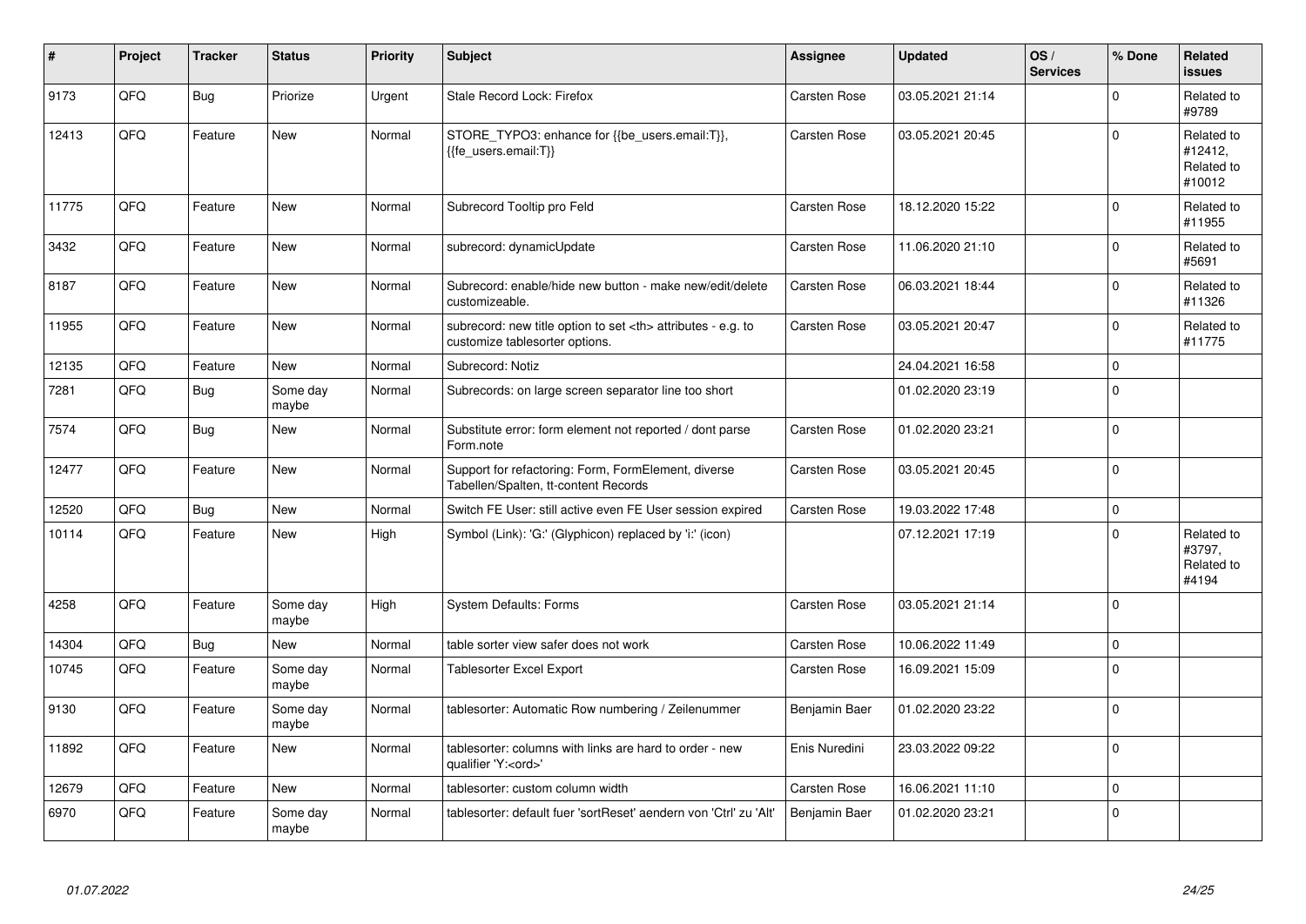| # | Project | Tracker | Status | Priority | Subject | Assignee | Updated | OS / Services | % Done | Related issues |
|---|---|---|---|---|---|---|---|---|---|---|
| 9173 | QFQ | Bug | Priorize | Urgent | Stale Record Lock: Firefox | Carsten Rose | 03.05.2021 21:14 | | 0 | Related to #9789 |
| 12413 | QFQ | Feature | New | Normal | STORE_TYPO3: enhance for {{be_users.email:T}}, {{fe_users.email:T}} | Carsten Rose | 03.05.2021 20:45 | | 0 | Related to #12412, Related to #10012 |
| 11775 | QFQ | Feature | New | Normal | Subrecord Tooltip pro Feld | Carsten Rose | 18.12.2020 15:22 | | 0 | Related to #11955 |
| 3432 | QFQ | Feature | New | Normal | subrecord: dynamicUpdate | Carsten Rose | 11.06.2020 21:10 | | 0 | Related to #5691 |
| 8187 | QFQ | Feature | New | Normal | Subrecord: enable/hide new button - make new/edit/delete customizeable. | Carsten Rose | 06.03.2021 18:44 | | 0 | Related to #11326 |
| 11955 | QFQ | Feature | New | Normal | subrecord: new title option to set <th> attributes - e.g. to customize tablesorter options. | Carsten Rose | 03.05.2021 20:47 | | 0 | Related to #11775 |
| 12135 | QFQ | Feature | New | Normal | Subrecord: Notiz | | 24.04.2021 16:58 | | 0 | |
| 7281 | QFQ | Bug | Some day maybe | Normal | Subrecords: on large screen separator line too short | | 01.02.2020 23:19 | | 0 | |
| 7574 | QFQ | Bug | New | Normal | Substitute error: form element not reported / dont parse Form.note | Carsten Rose | 01.02.2020 23:21 | | 0 | |
| 12477 | QFQ | Feature | New | Normal | Support for refactoring: Form, FormElement, diverse Tabellen/Spalten, tt-content Records | Carsten Rose | 03.05.2021 20:45 | | 0 | |
| 12520 | QFQ | Bug | New | Normal | Switch FE User: still active even FE User session expired | Carsten Rose | 19.03.2022 17:48 | | 0 | |
| 10114 | QFQ | Feature | New | High | Symbol (Link): 'G:' (Glyphicon) replaced by 'i:' (icon) | | 07.12.2021 17:19 | | 0 | Related to #3797, Related to #4194 |
| 4258 | QFQ | Feature | Some day maybe | High | System Defaults: Forms | Carsten Rose | 03.05.2021 21:14 | | 0 | |
| 14304 | QFQ | Bug | New | Normal | table sorter view safer does not work | Carsten Rose | 10.06.2022 11:49 | | 0 | |
| 10745 | QFQ | Feature | Some day maybe | Normal | Tablesorter Excel Export | Carsten Rose | 16.09.2021 15:09 | | 0 | |
| 9130 | QFQ | Feature | Some day maybe | Normal | tablesorter: Automatic Row numbering / Zeilenummer | Benjamin Baer | 01.02.2020 23:22 | | 0 | |
| 11892 | QFQ | Feature | New | Normal | tablesorter: columns with links are hard to order - new qualifier 'Y:<ord>' | Enis Nuredini | 23.03.2022 09:22 | | 0 | |
| 12679 | QFQ | Feature | New | Normal | tablesorter: custom column width | Carsten Rose | 16.06.2021 11:10 | | 0 | |
| 6970 | QFQ | Feature | Some day maybe | Normal | tablesorter: default fuer 'sortReset' aendern von 'Ctrl' zu 'Alt' | Benjamin Baer | 01.02.2020 23:21 | | 0 | |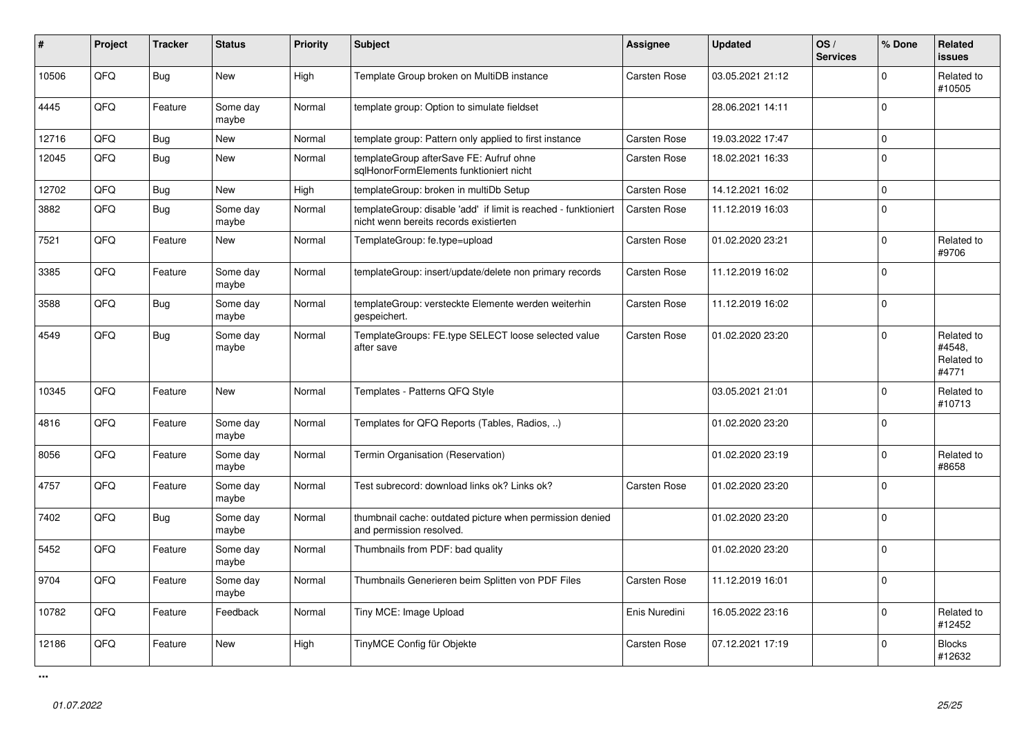| # | Project | Tracker | Status | Priority | Subject | Assignee | Updated | OS / Services | % Done | Related issues |
|---|---|---|---|---|---|---|---|---|---|---|
| 10506 | QFQ | Bug | New | High | Template Group broken on MultiDB instance | Carsten Rose | 03.05.2021 21:12 | | 0 | Related to #10505 |
| 4445 | QFQ | Feature | Some day maybe | Normal | template group: Option to simulate fieldset | | 28.06.2021 14:11 | | 0 | |
| 12716 | QFQ | Bug | New | Normal | template group: Pattern only applied to first instance | Carsten Rose | 19.03.2022 17:47 | | 0 | |
| 12045 | QFQ | Bug | New | Normal | templateGroup afterSave FE: Aufruf ohne sqlHonorFormElements funktioniert nicht | Carsten Rose | 18.02.2021 16:33 | | 0 | |
| 12702 | QFQ | Bug | New | High | templateGroup: broken in multiDb Setup | Carsten Rose | 14.12.2021 16:02 | | 0 | |
| 3882 | QFQ | Bug | Some day maybe | Normal | templateGroup: disable 'add' if limit is reached - funktioniert nicht wenn bereits records existierten | Carsten Rose | 11.12.2019 16:03 | | 0 | |
| 7521 | QFQ | Feature | New | Normal | TemplateGroup: fe.type=upload | Carsten Rose | 01.02.2020 23:21 | | 0 | Related to #9706 |
| 3385 | QFQ | Feature | Some day maybe | Normal | templateGroup: insert/update/delete non primary records | Carsten Rose | 11.12.2019 16:02 | | 0 | |
| 3588 | QFQ | Bug | Some day maybe | Normal | templateGroup: versteckte Elemente werden weiterhin gespeichert. | Carsten Rose | 11.12.2019 16:02 | | 0 | |
| 4549 | QFQ | Bug | Some day maybe | Normal | TemplateGroups: FE.type SELECT loose selected value after save | Carsten Rose | 01.02.2020 23:20 | | 0 | Related to #4548, Related to #4771 |
| 10345 | QFQ | Feature | New | Normal | Templates - Patterns QFQ Style | | 03.05.2021 21:01 | | 0 | Related to #10713 |
| 4816 | QFQ | Feature | Some day maybe | Normal | Templates for QFQ Reports (Tables, Radios, ..) | | 01.02.2020 23:20 | | 0 | |
| 8056 | QFQ | Feature | Some day maybe | Normal | Termin Organisation (Reservation) | | 01.02.2020 23:19 | | 0 | Related to #8658 |
| 4757 | QFQ | Feature | Some day maybe | Normal | Test subrecord: download links ok? Links ok? | Carsten Rose | 01.02.2020 23:20 | | 0 | |
| 7402 | QFQ | Bug | Some day maybe | Normal | thumbnail cache: outdated picture when permission denied and permission resolved. | | 01.02.2020 23:20 | | 0 | |
| 5452 | QFQ | Feature | Some day maybe | Normal | Thumbnails from PDF: bad quality | | 01.02.2020 23:20 | | 0 | |
| 9704 | QFQ | Feature | Some day maybe | Normal | Thumbnails Generieren beim Splitten von PDF Files | Carsten Rose | 11.12.2019 16:01 | | 0 | |
| 10782 | QFQ | Feature | Feedback | Normal | Tiny MCE: Image Upload | Enis Nuredini | 16.05.2022 23:16 | | 0 | Related to #12452 |
| 12186 | QFQ | Feature | New | High | TinyMCE Config für Objekte | Carsten Rose | 07.12.2021 17:19 | | 0 | Blocks #12632 |

...